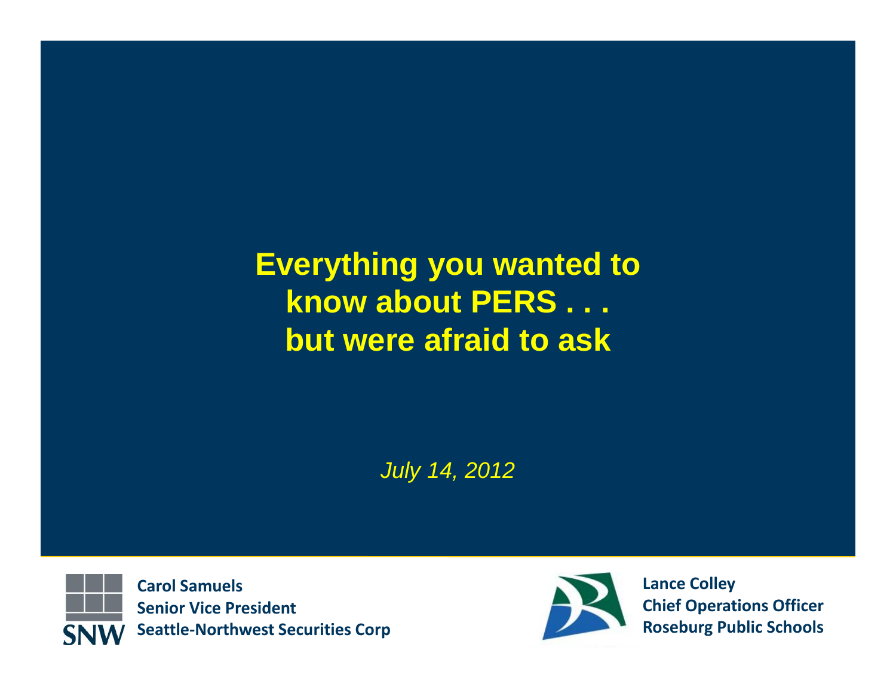# Everything you wanted to know about PERS . . . but were afraid to ask

*July 14, 2012*

**Carol Samuels**
**Senior Vice President**
**Seattle-Northwest Securities Corp**

**Lance Colley**
**Chief Operations Officer**
**Roseburg Public Schools**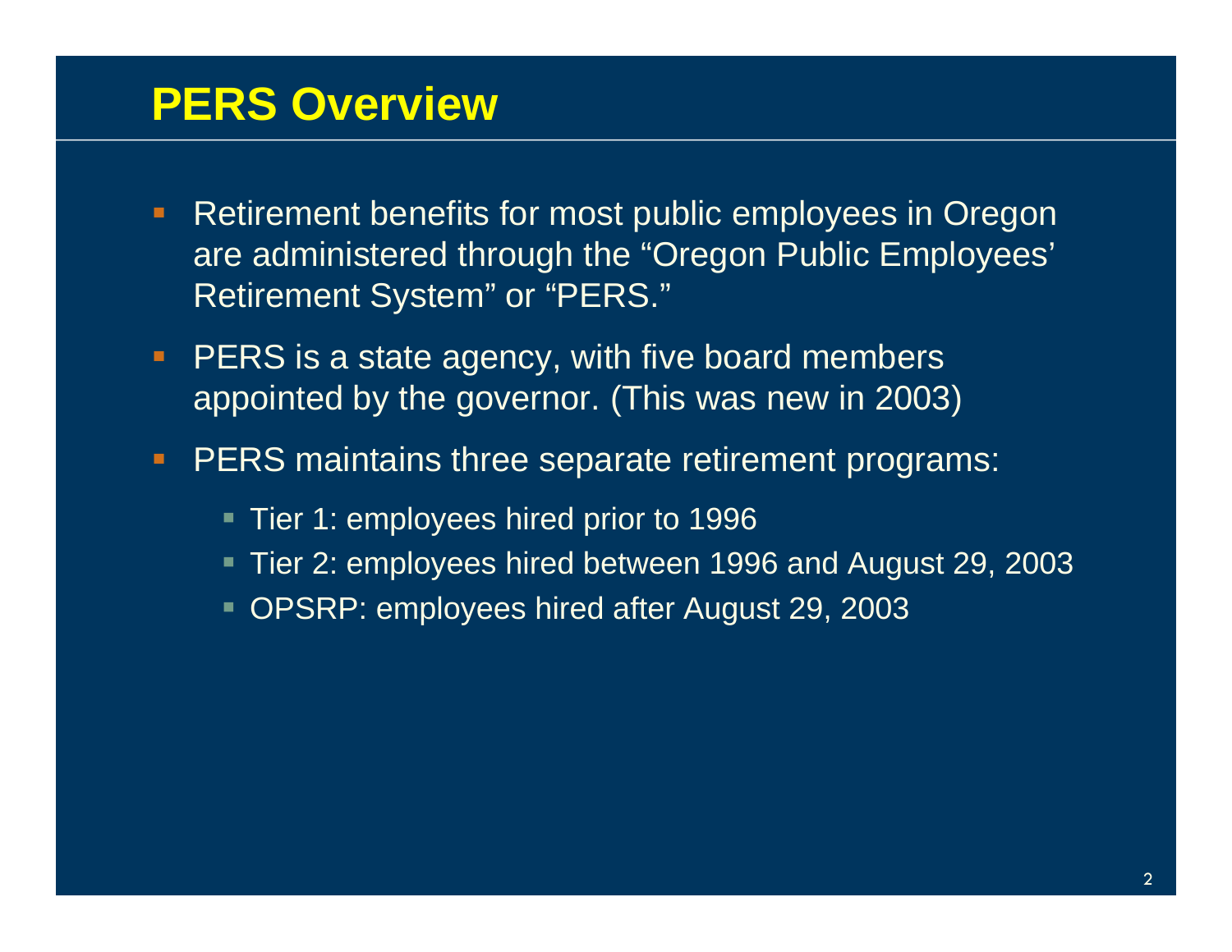# PERS Overview

- Retirement benefits for most public employees in Oregon are administered through the "Oregon Public Employees' Retirement System" or "PERS."
- PERS is a state agency, with five board members appointed by the governor. (This was new in 2003)
- PERS maintains three separate retirement programs:
  - Tier 1: employees hired prior to 1996
  - Tier 2: employees hired between 1996 and August 29, 2003
  - OPSRP: employees hired after August 29, 2003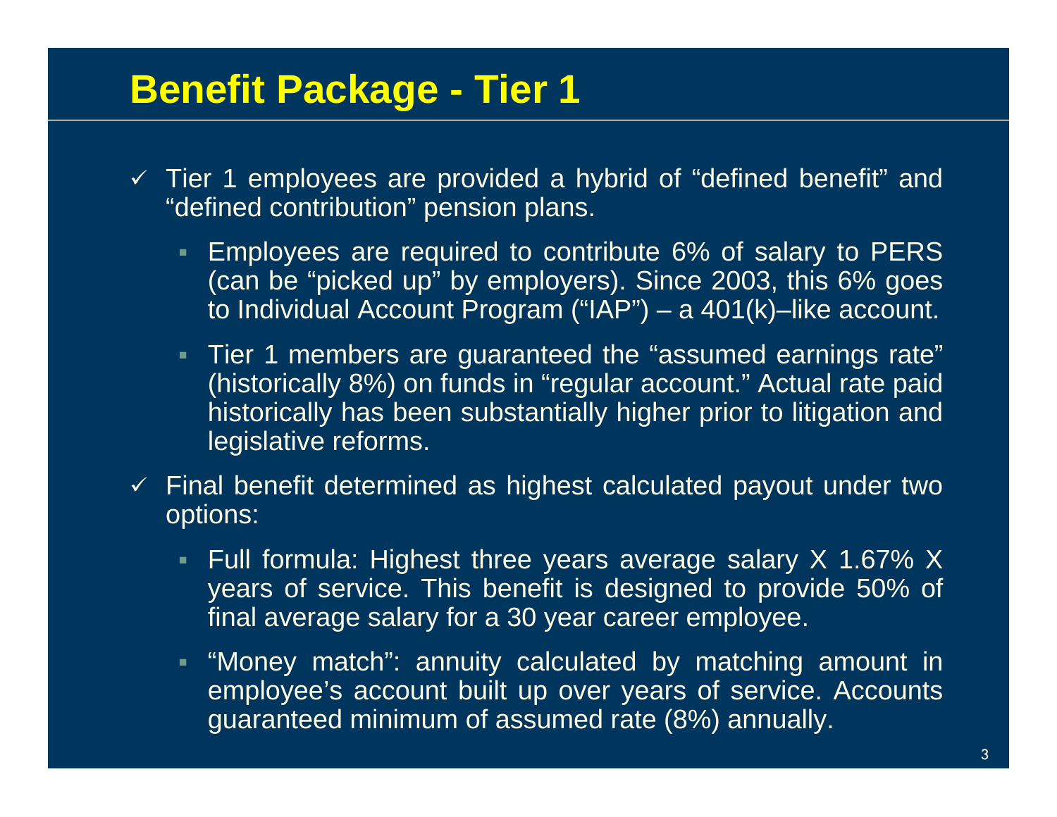# Benefit Package - Tier 1

- Tier 1 employees are provided a hybrid of "defined benefit" and "defined contribution" pension plans.
  - Employees are required to contribute 6% of salary to PERS (can be "picked up" by employers). Since 2003, this 6% goes to Individual Account Program ("IAP") – a 401(k)–like account.
  - Tier 1 members are guaranteed the "assumed earnings rate" (historically 8%) on funds in "regular account." Actual rate paid historically has been substantially higher prior to litigation and legislative reforms.
- Final benefit determined as highest calculated payout under two options:
  - Full formula: Highest three years average salary X 1.67% X years of service. This benefit is designed to provide 50% of final average salary for a 30 year career employee.
  - "Money match": annuity calculated by matching amount in employee's account built up over years of service. Accounts guaranteed minimum of assumed rate (8%) annually.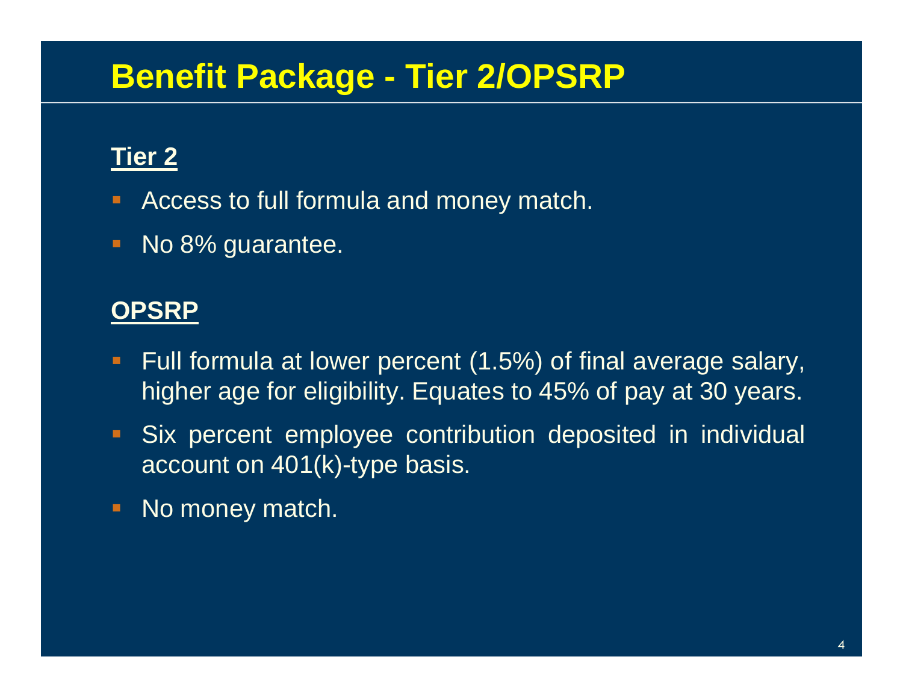# Benefit Package - Tier 2/OPSRP

## Tier 2

- Access to full formula and money match.
- No 8% guarantee.

## OPSRP

- Full formula at lower percent (1.5%) of final average salary, higher age for eligibility. Equates to 45% of pay at 30 years.
- Six percent employee contribution deposited in individual account on 401(k)-type basis.
- No money match.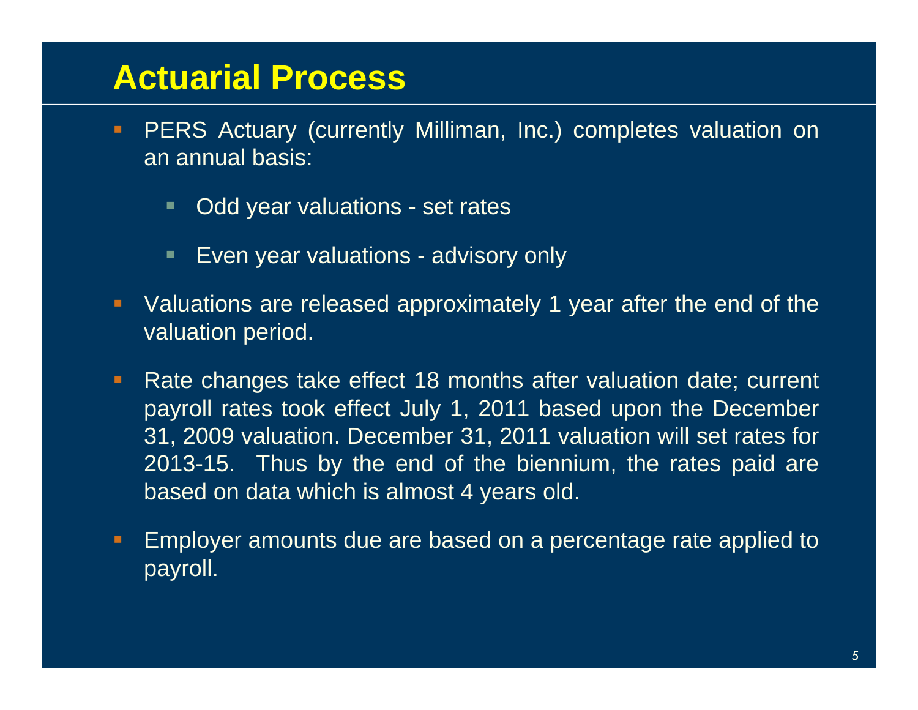# Actuarial Process

- PERS Actuary (currently Milliman, Inc.) completes valuation on an annual basis:
  - Odd year valuations - set rates
  - Even year valuations - advisory only
- Valuations are released approximately 1 year after the end of the valuation period.
- Rate changes take effect 18 months after valuation date; current payroll rates took effect July 1, 2011 based upon the December 31, 2009 valuation. December 31, 2011 valuation will set rates for 2013-15. Thus by the end of the biennium, the rates paid are based on data which is almost 4 years old.
- Employer amounts due are based on a percentage rate applied to payroll.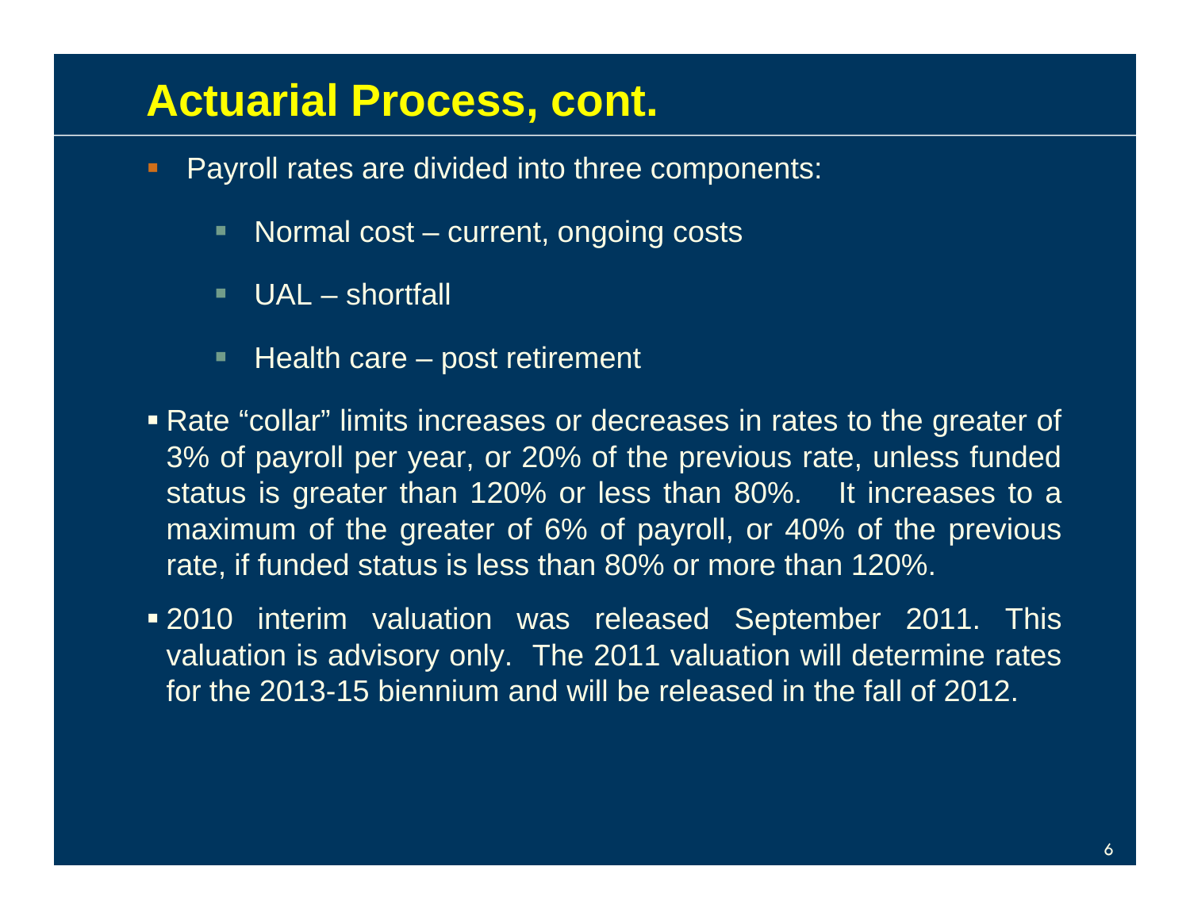# Actuarial Process, cont.

- Payroll rates are divided into three components:
  - Normal cost – current, ongoing costs
  - UAL – shortfall
  - Health care – post retirement
- Rate "collar" limits increases or decreases in rates to the greater of 3% of payroll per year, or 20% of the previous rate, unless funded status is greater than 120% or less than 80%. It increases to a maximum of the greater of 6% of payroll, or 40% of the previous rate, if funded status is less than 80% or more than 120%.
- 2010 interim valuation was released September 2011. This valuation is advisory only. The 2011 valuation will determine rates for the 2013-15 biennium and will be released in the fall of 2012.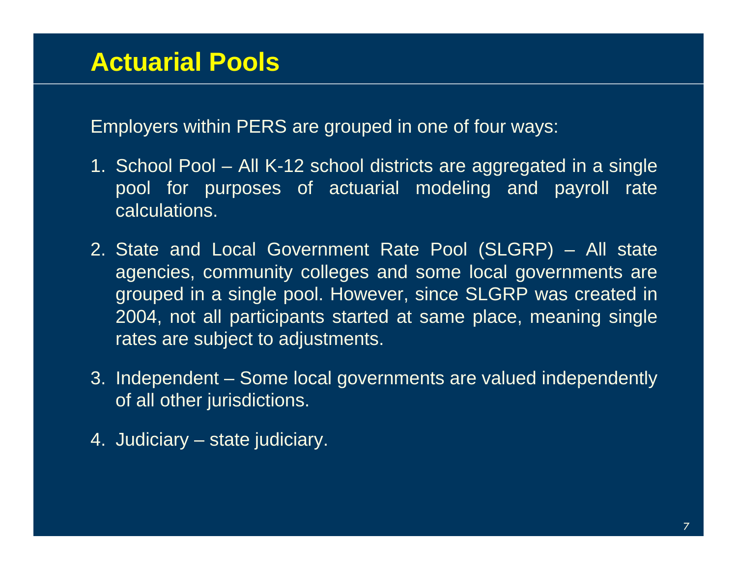# Actuarial Pools

Employers within PERS are grouped in one of four ways:

1. School Pool – All K-12 school districts are aggregated in a single pool for purposes of actuarial modeling and payroll rate calculations.

2. State and Local Government Rate Pool (SLGRP) – All state agencies, community colleges and some local governments are grouped in a single pool. However, since SLGRP was created in 2004, not all participants started at same place, meaning single rates are subject to adjustments.

3. Independent – Some local governments are valued independently of all other jurisdictions.

4. Judiciary – state judiciary.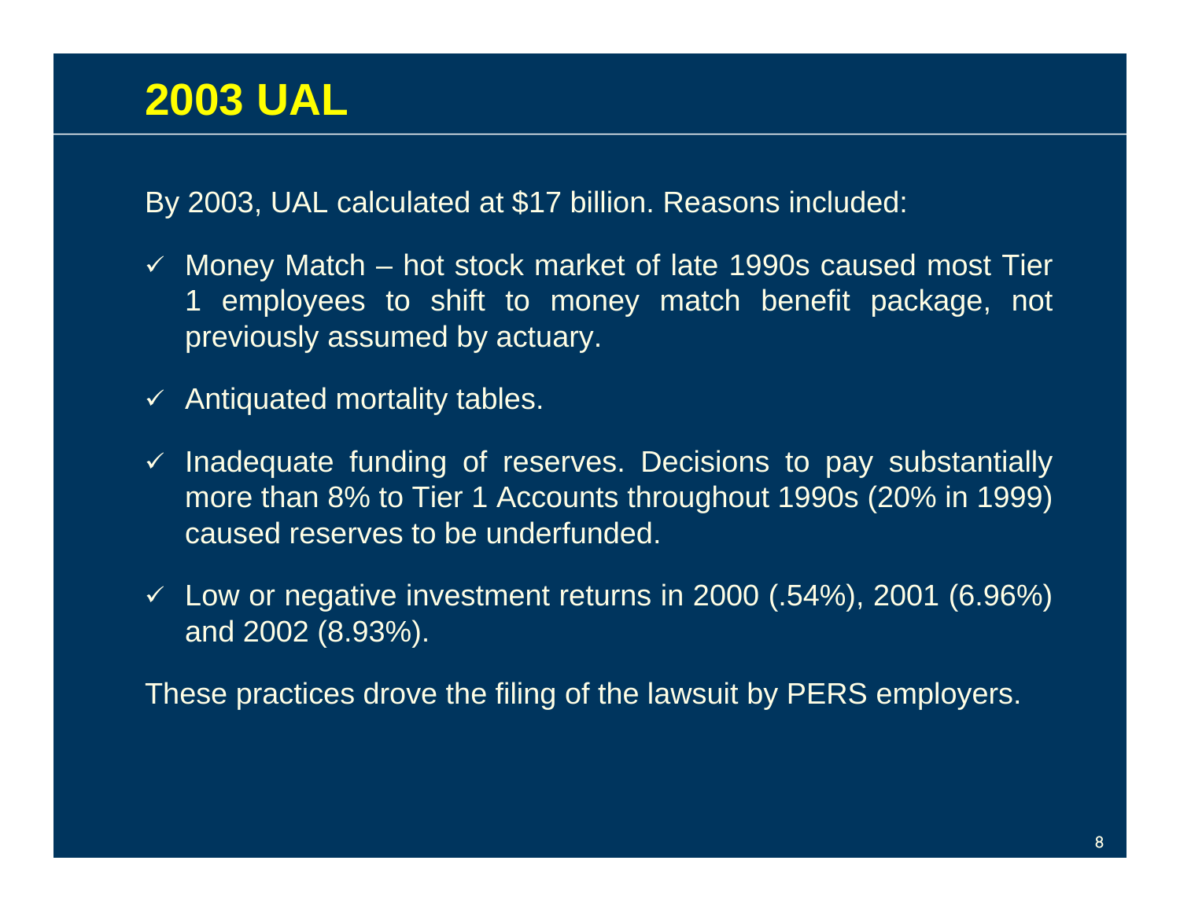# 2003 UAL

By 2003, UAL calculated at $17 billion. Reasons included:

- ✓ Money Match – hot stock market of late 1990s caused most Tier 1 employees to shift to money match benefit package, not previously assumed by actuary.
- ✓ Antiquated mortality tables.
- ✓ Inadequate funding of reserves. Decisions to pay substantially more than 8% to Tier 1 Accounts throughout 1990s (20% in 1999) caused reserves to be underfunded.
- ✓ Low or negative investment returns in 2000 (.54%), 2001 (6.96%) and 2002 (8.93%).

These practices drove the filing of the lawsuit by PERS employers.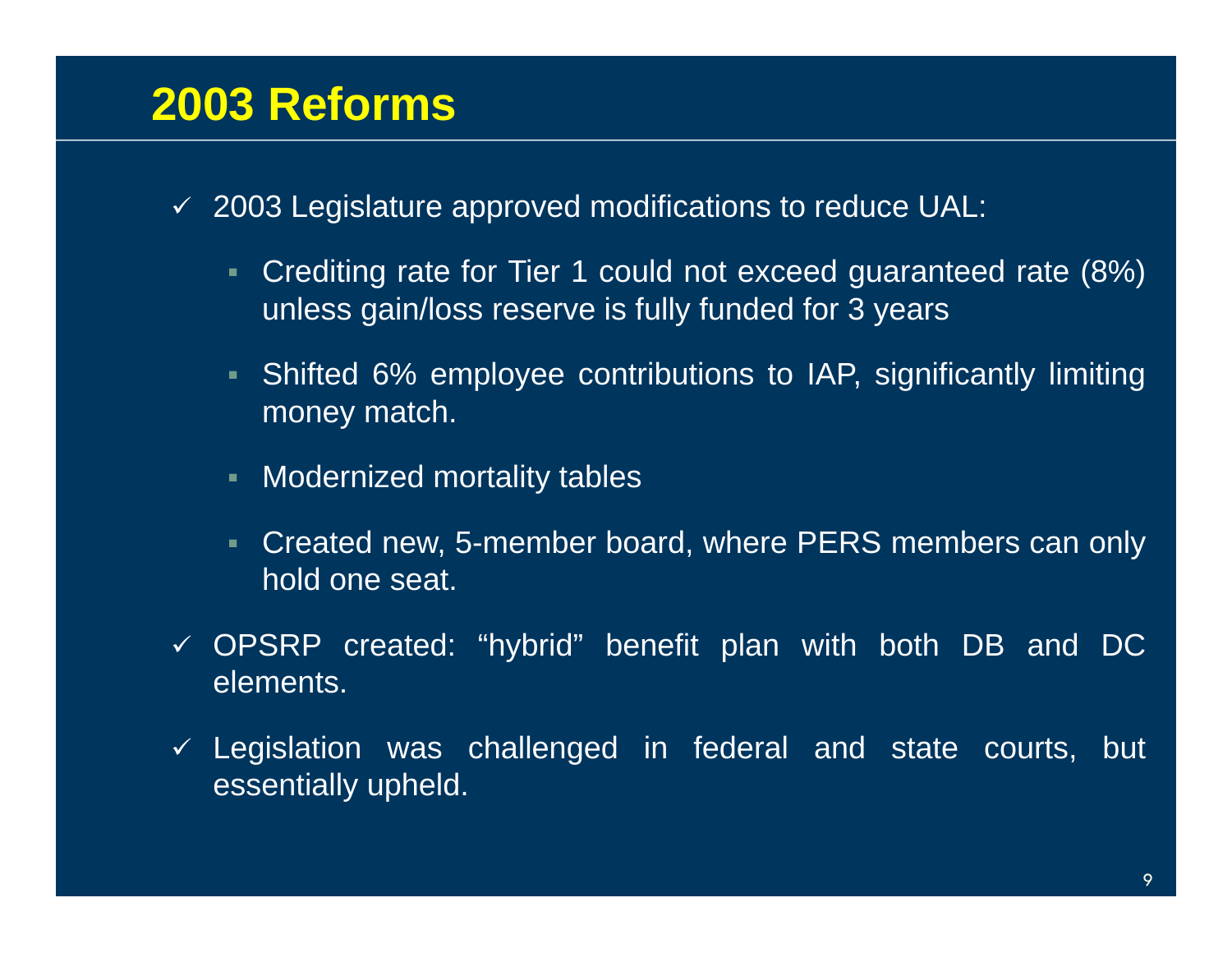# 2003 Reforms

- 2003 Legislature approved modifications to reduce UAL:
  - Crediting rate for Tier 1 could not exceed guaranteed rate (8%) unless gain/loss reserve is fully funded for 3 years
  - Shifted 6% employee contributions to IAP, significantly limiting money match.
  - Modernized mortality tables
  - Created new, 5-member board, where PERS members can only hold one seat.
- OPSRP created: “hybrid” benefit plan with both DB and DC elements.
- Legislation was challenged in federal and state courts, but essentially upheld.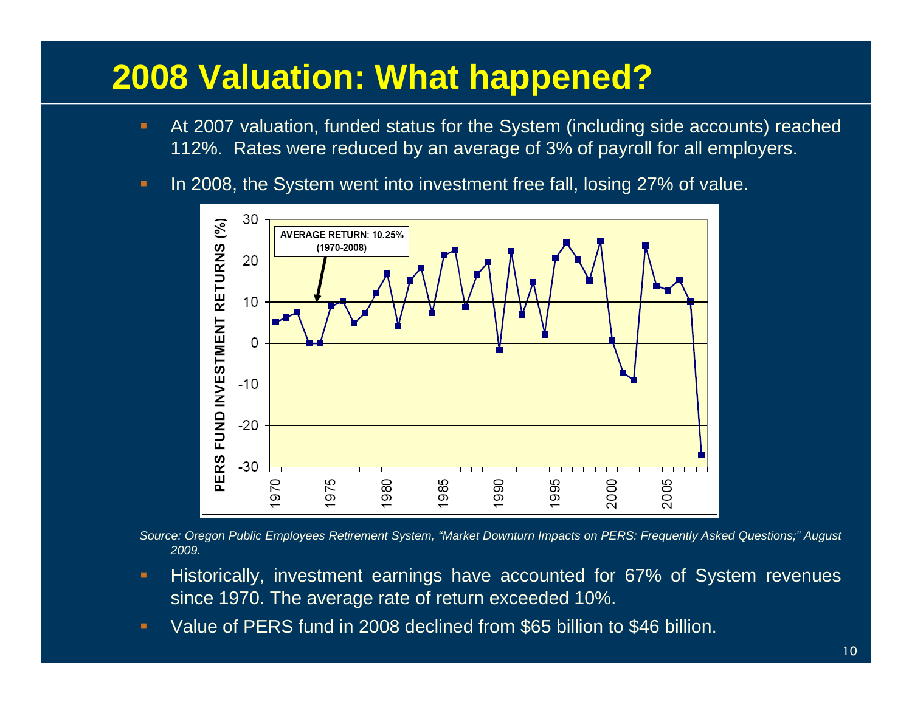# 2008 Valuation: What happened?

- At 2007 valuation, funded status for the System (including side accounts) reached 112%. Rates were reduced by an average of 3% of payroll for all employers.
- In 2008, the System went into investment free fall, losing 27% of value.

*Source: Oregon Public Employees Retirement System, "Market Downturn Impacts on PERS: Frequently Asked Questions;" August 2009.*

- Historically, investment earnings have accounted for 67% of System revenues since 1970. The average rate of return exceeded 10%.
- Value of PERS fund in 2008 declined from $65 billion to $46 billion.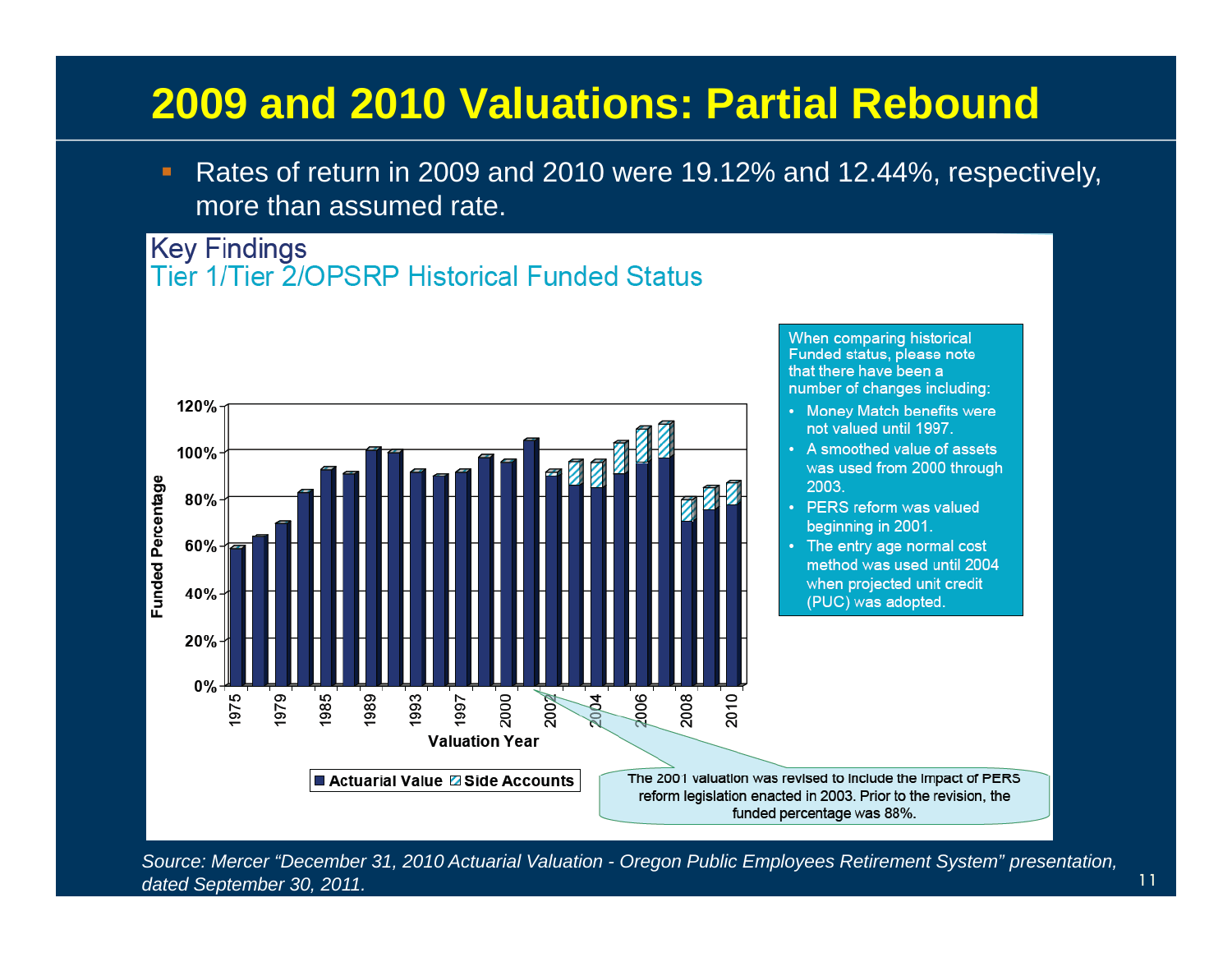# 2009 and 2010 Valuations: Partial Rebound

- Rates of return in 2009 and 2010 were 19.12% and 12.44%, respectively, more than assumed rate.

## Key Findings
### Tier 1/Tier 2/OPSRP Historical Funded Status

Funded Percentage: 0%, 20%, 40%, 60%, 80%, 100%, 120%

Valuation Year: 1975, 1979, 1985, 1989, 1993, 1997, 2000, 2002, 2004, 2006, 2008, 2010

■ Actuarial Value ▨ Side Accounts

When comparing historical Funded status, please note that there have been a number of changes including:

- Money Match benefits were not valued until 1997.
- A smoothed value of assets was used from 2000 through 2003.
- PERS reform was valued beginning in 2001.
- The entry age normal cost method was used until 2004 when projected unit credit (PUC) was adopted.

The 2001 valuation was revised to include the impact of PERS reform legislation enacted in 2003. Prior to the revision, the funded percentage was 88%.

*Source: Mercer "December 31, 2010 Actuarial Valuation - Oregon Public Employees Retirement System" presentation, dated September 30, 2011.*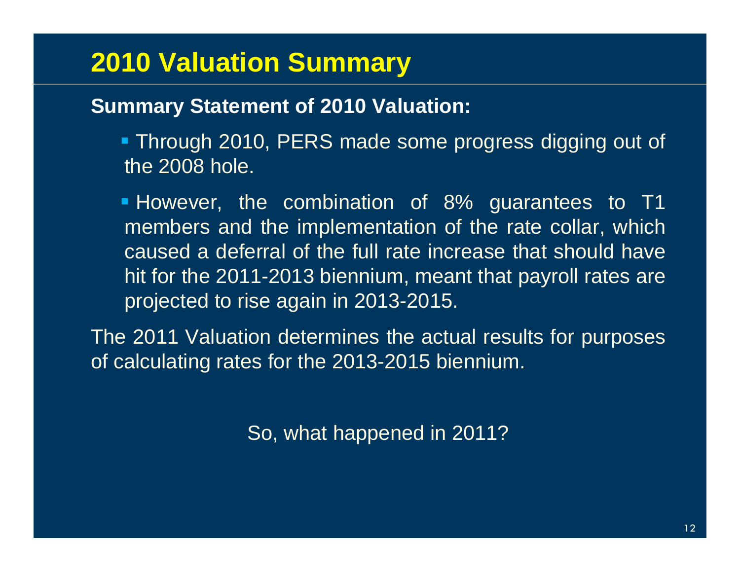# 2010 Valuation Summary

**Summary Statement of 2010 Valuation:**

- Through 2010, PERS made some progress digging out of the 2008 hole.
- However, the combination of 8% guarantees to T1 members and the implementation of the rate collar, which caused a deferral of the full rate increase that should have hit for the 2011-2013 biennium, meant that payroll rates are projected to rise again in 2013-2015.

The 2011 Valuation determines the actual results for purposes of calculating rates for the 2013-2015 biennium.

So, what happened in 2011?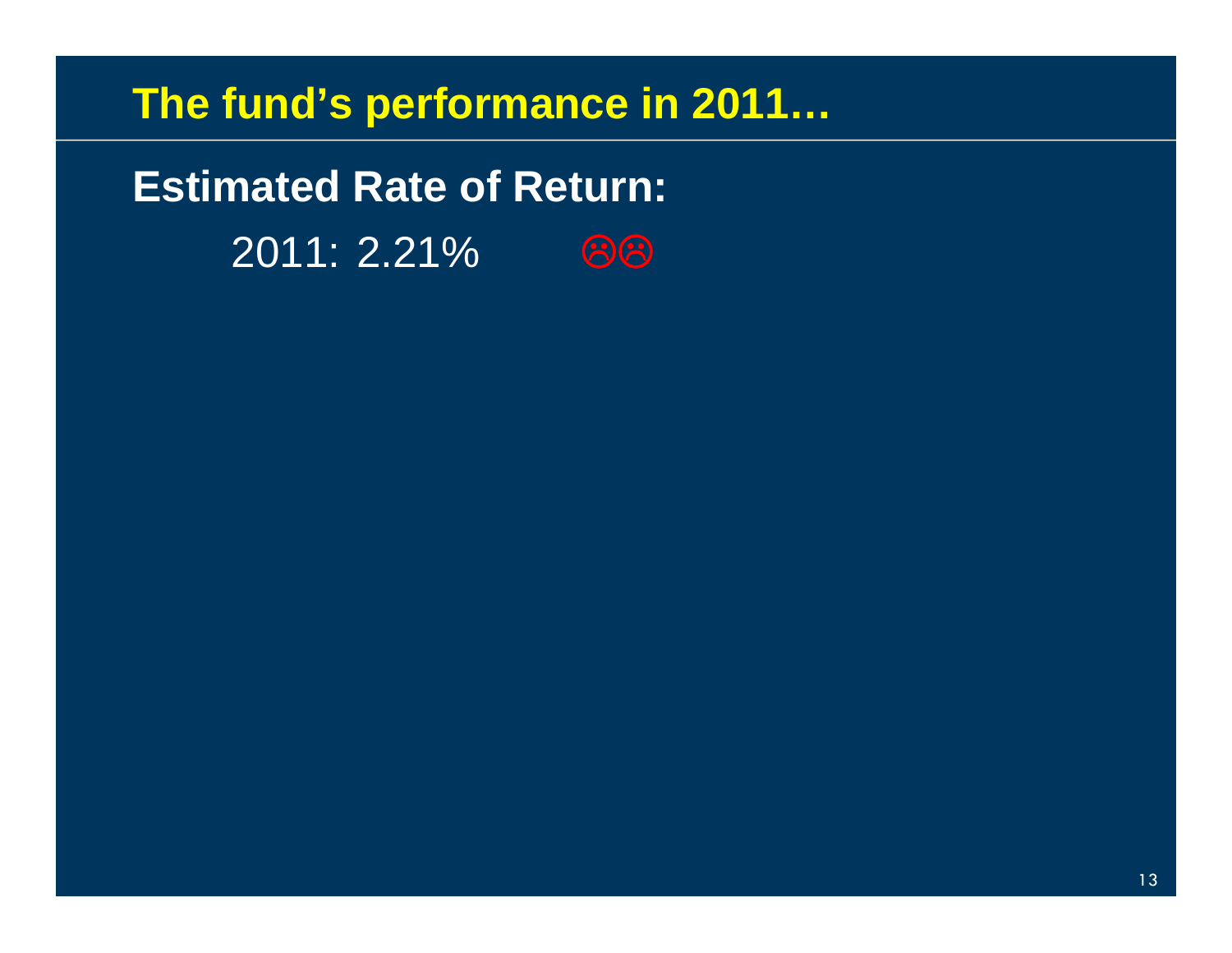## The fund's performance in 2011…

**Estimated Rate of Return:**

2011: 2.21% ☹☹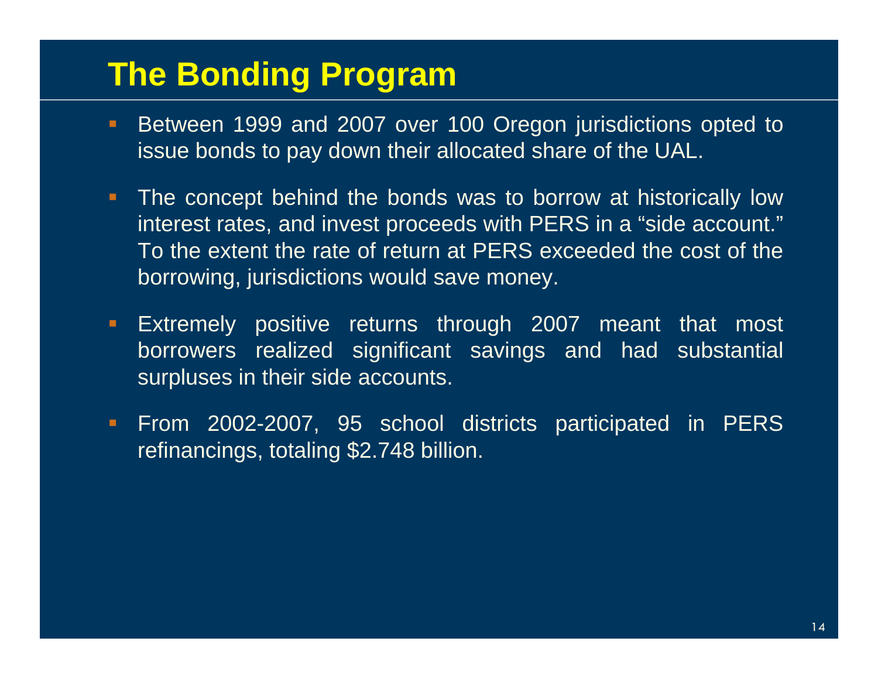# The Bonding Program

- Between 1999 and 2007 over 100 Oregon jurisdictions opted to issue bonds to pay down their allocated share of the UAL.
- The concept behind the bonds was to borrow at historically low interest rates, and invest proceeds with PERS in a "side account." To the extent the rate of return at PERS exceeded the cost of the borrowing, jurisdictions would save money.
- Extremely positive returns through 2007 meant that most borrowers realized significant savings and had substantial surpluses in their side accounts.
- From 2002-2007, 95 school districts participated in PERS refinancings, totaling $2.748 billion.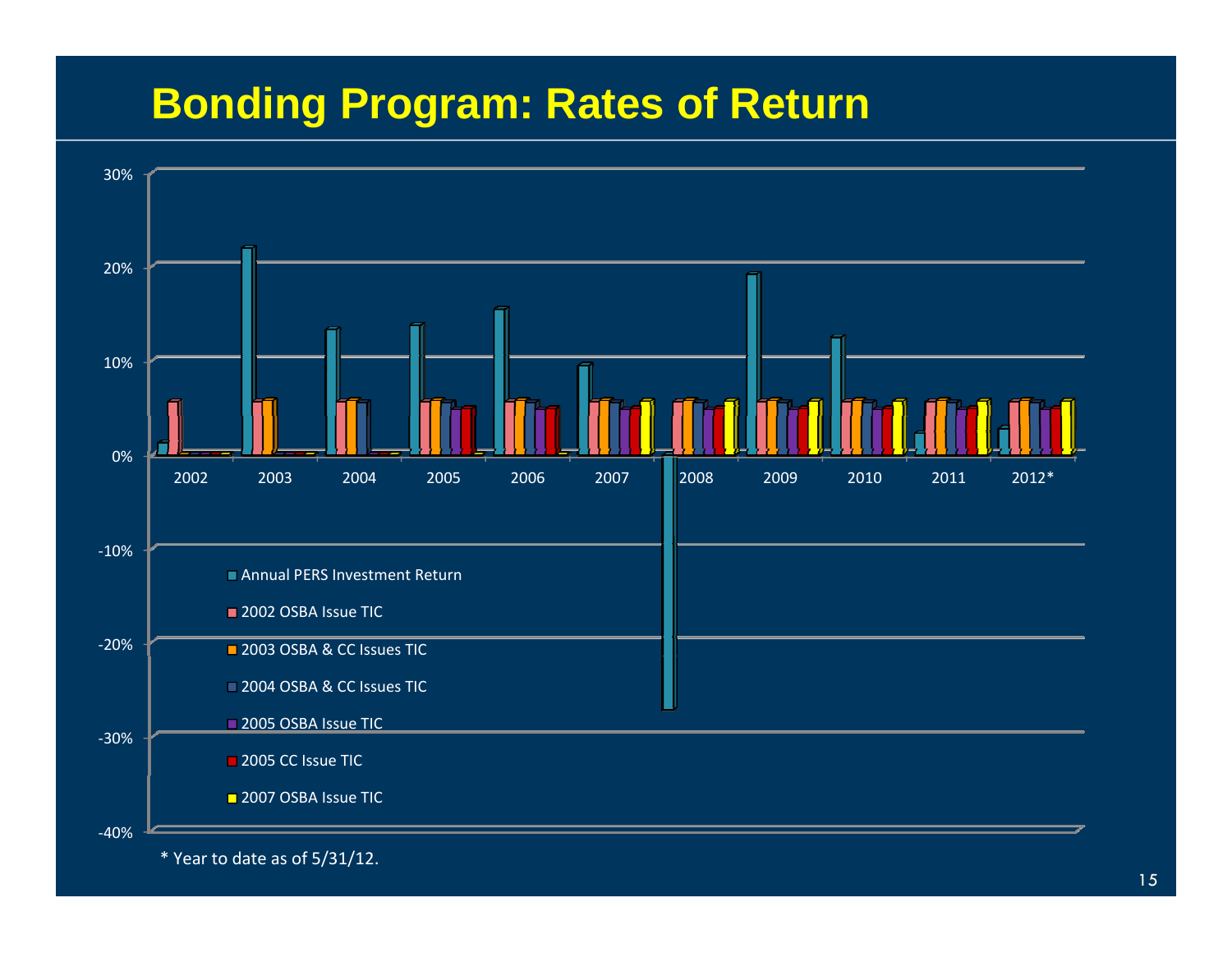# Bonding Program: Rates of Return

30%
20%
10%
0%
-10%
-20%
-30%
-40%

2002 2003 2004 2005 2006 2007 2008 2009 2010 2011 2012*

- Annual PERS Investment Return
- 2002 OSBA Issue TIC
- 2003 OSBA & CC Issues TIC
- 2004 OSBA & CC Issues TIC
- 2005 OSBA Issue TIC
- 2005 CC Issue TIC
- 2007 OSBA Issue TIC

\* Year to date as of 5/31/12.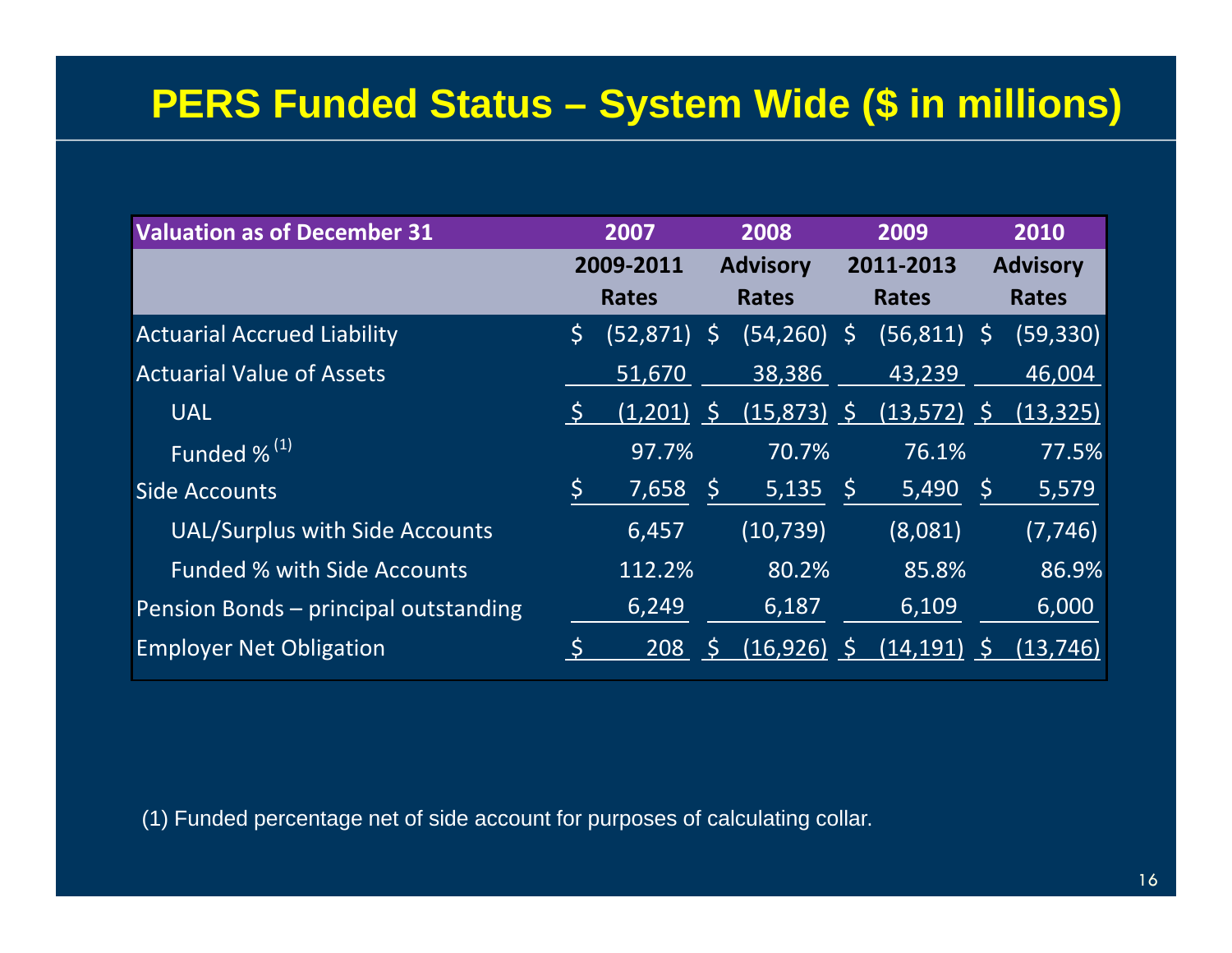# PERS Funded Status – System Wide ($ in millions)

| Valuation as of December 31 | 2007 | 2008 | 2009 | 2010 |
|---|---|---|---|---|
| | 2009-2011 Rates | Advisory Rates | 2011-2013 Rates | Advisory Rates |
| Actuarial Accrued Liability | $ (52,871) | $ (54,260) | $ (56,811) | $ (59,330) |
| Actuarial Value of Assets | 51,670 | 38,386 | 43,239 | 46,004 |
| UAL | $ (1,201) | $ (15,873) | $ (13,572) | $ (13,325) |
| Funded % (1) | 97.7% | 70.7% | 76.1% | 77.5% |
| Side Accounts | $ 7,658 | $ 5,135 | $ 5,490 | $ 5,579 |
| UAL/Surplus with Side Accounts | 6,457 | (10,739) | (8,081) | (7,746) |
| Funded % with Side Accounts | 112.2% | 80.2% | 85.8% | 86.9% |
| Pension Bonds – principal outstanding | 6,249 | 6,187 | 6,109 | 6,000 |
| Employer Net Obligation | $ 208 | $ (16,926) | $ (14,191) | $ (13,746) |

(1) Funded percentage net of side account for purposes of calculating collar.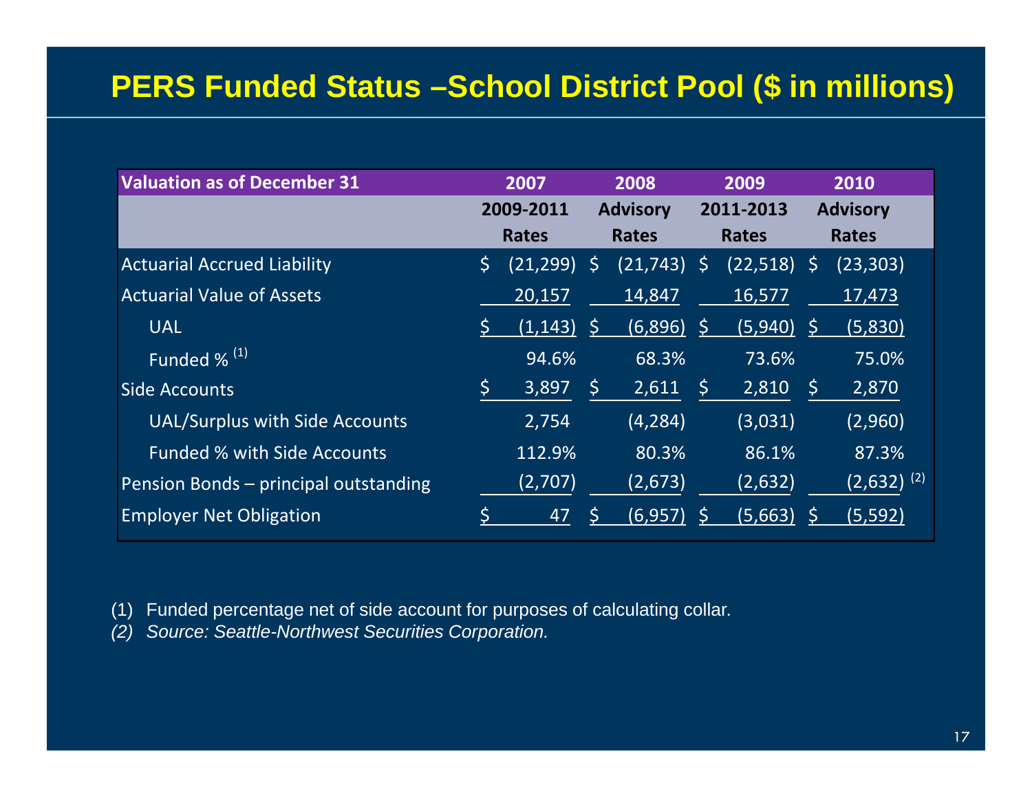# PERS Funded Status –School District Pool ($ in millions)

| Valuation as of December 31 | 2007 | 2008 | 2009 | 2010 |
|---|---|---|---|---|
| | 2009-2011 Rates | Advisory Rates | 2011-2013 Rates | Advisory Rates |
| Actuarial Accrued Liability | $ (21,299) | $ (21,743) | $ (22,518) | $ (23,303) |
| Actuarial Value of Assets | 20,157 | 14,847 | 16,577 | 17,473 |
| UAL | $ (1,143) | $ (6,896) | $ (5,940) | $ (5,830) |
| Funded % [(1)] | 94.6% | 68.3% | 73.6% | 75.0% |
| Side Accounts | $ 3,897 | $ 2,611 | $ 2,810 | $ 2,870 |
| UAL/Surplus with Side Accounts | 2,754 | (4,284) | (3,031) | (2,960) |
| Funded % with Side Accounts | 112.9% | 80.3% | 86.1% | 87.3% |
| Pension Bonds – principal outstanding | (2,707) | (2,673) | (2,632) | (2,632) [(2)] |
| Employer Net Obligation | $ 47 | $ (6,957) | $ (5,663) | $ (5,592) |

(1) Funded percentage net of side account for purposes of calculating collar.

*(2) Source: Seattle-Northwest Securities Corporation.*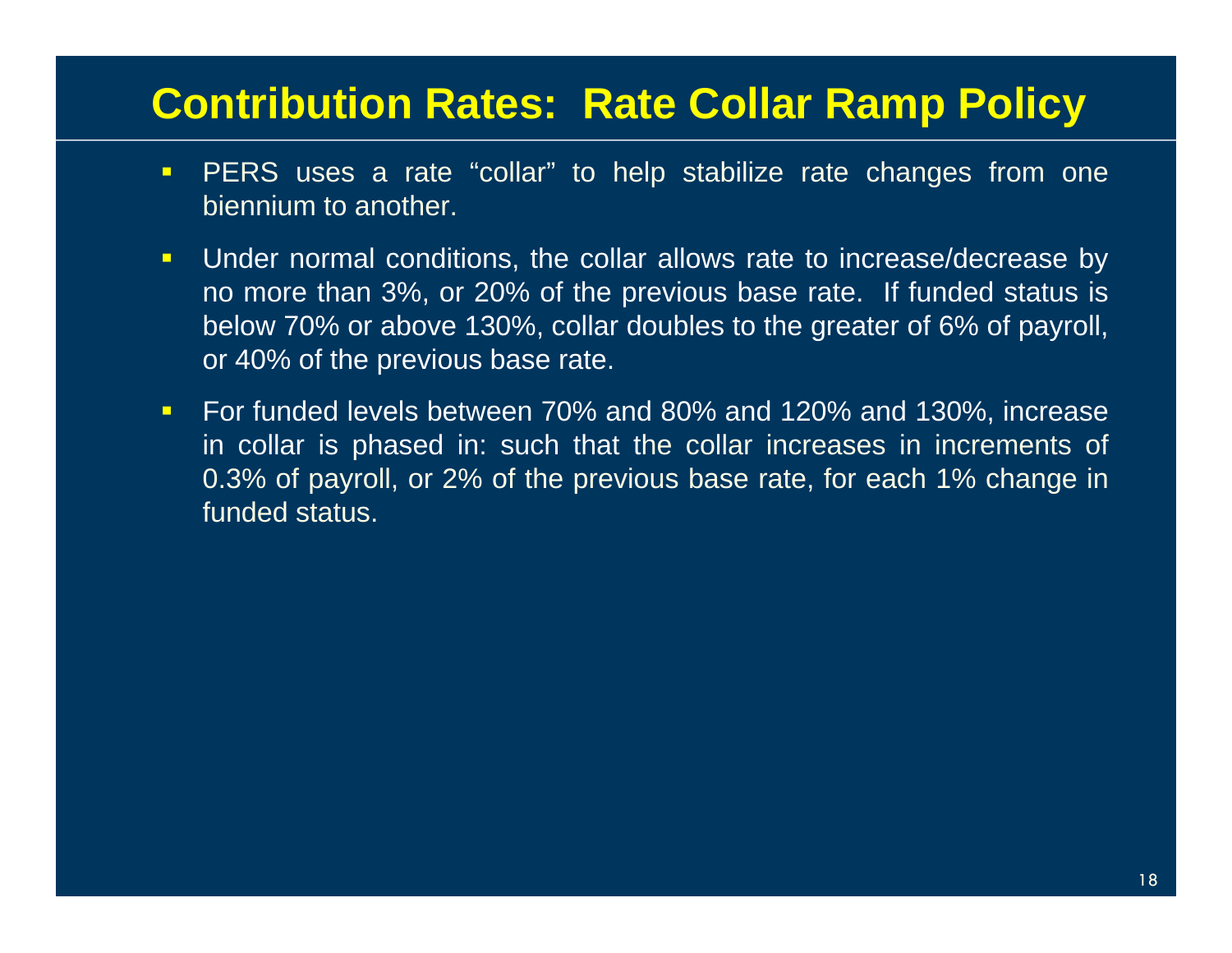# Contribution Rates: Rate Collar Ramp Policy

- PERS uses a rate "collar" to help stabilize rate changes from one biennium to another.
- Under normal conditions, the collar allows rate to increase/decrease by no more than 3%, or 20% of the previous base rate. If funded status is below 70% or above 130%, collar doubles to the greater of 6% of payroll, or 40% of the previous base rate.
- For funded levels between 70% and 80% and 120% and 130%, increase in collar is phased in: such that the collar increases in increments of 0.3% of payroll, or 2% of the previous base rate, for each 1% change in funded status.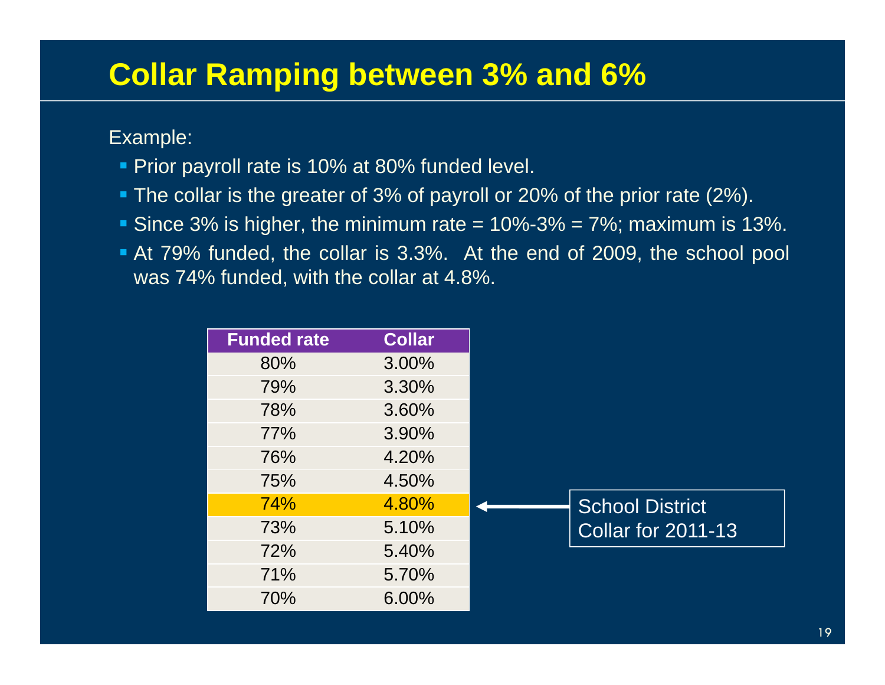# Collar Ramping between 3% and 6%

Example:

- Prior payroll rate is 10% at 80% funded level.
- The collar is the greater of 3% of payroll or 20% of the prior rate (2%).
- Since 3% is higher, the minimum rate = 10%-3% = 7%; maximum is 13%.
- At 79% funded, the collar is 3.3%. At the end of 2009, the school pool was 74% funded, with the collar at 4.8%.

| Funded rate | Collar |
|---|---|
| 80% | 3.00% |
| 79% | 3.30% |
| 78% | 3.60% |
| 77% | 3.90% |
| 76% | 4.20% |
| 75% | 4.50% |
| 74% | 4.80% |
| 73% | 5.10% |
| 72% | 5.40% |
| 71% | 5.70% |
| 70% | 6.00% |

School District Collar for 2011-13 (74% / 4.80%)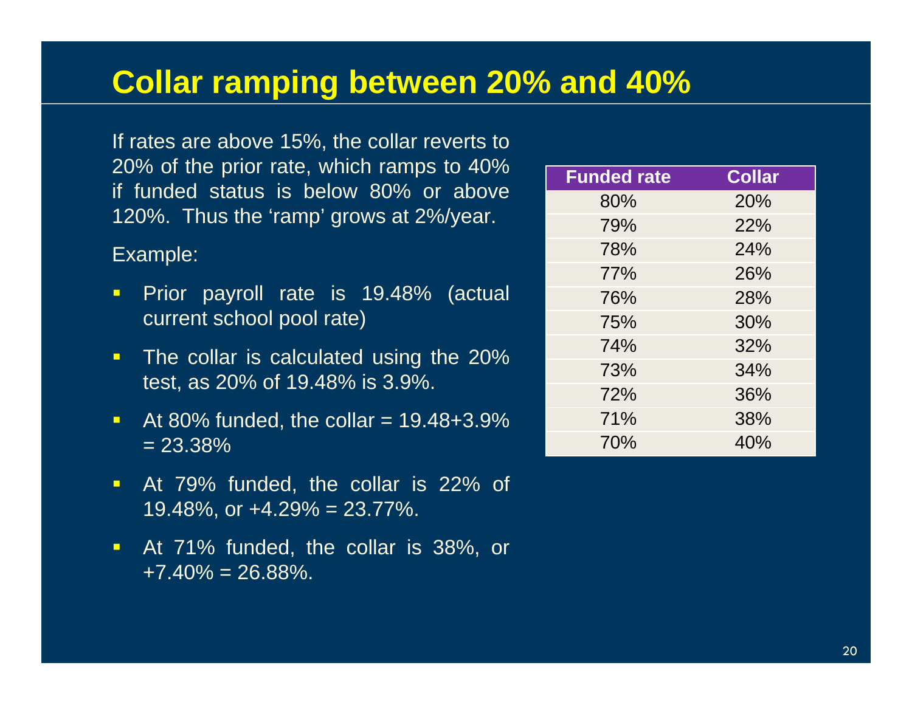# Collar ramping between 20% and 40%

If rates are above 15%, the collar reverts to 20% of the prior rate, which ramps to 40% if funded status is below 80% or above 120%. Thus the 'ramp' grows at 2%/year.

Example:

- Prior payroll rate is 19.48% (actual current school pool rate)
- The collar is calculated using the 20% test, as 20% of 19.48% is 3.9%.
- At 80% funded, the collar = 19.48+3.9% = 23.38%
- At 79% funded, the collar is 22% of 19.48%, or +4.29% = 23.77%.
- At 71% funded, the collar is 38%, or +7.40% = 26.88%.

| Funded rate | Collar |
|---|---|
| 80% | 20% |
| 79% | 22% |
| 78% | 24% |
| 77% | 26% |
| 76% | 28% |
| 75% | 30% |
| 74% | 32% |
| 73% | 34% |
| 72% | 36% |
| 71% | 38% |
| 70% | 40% |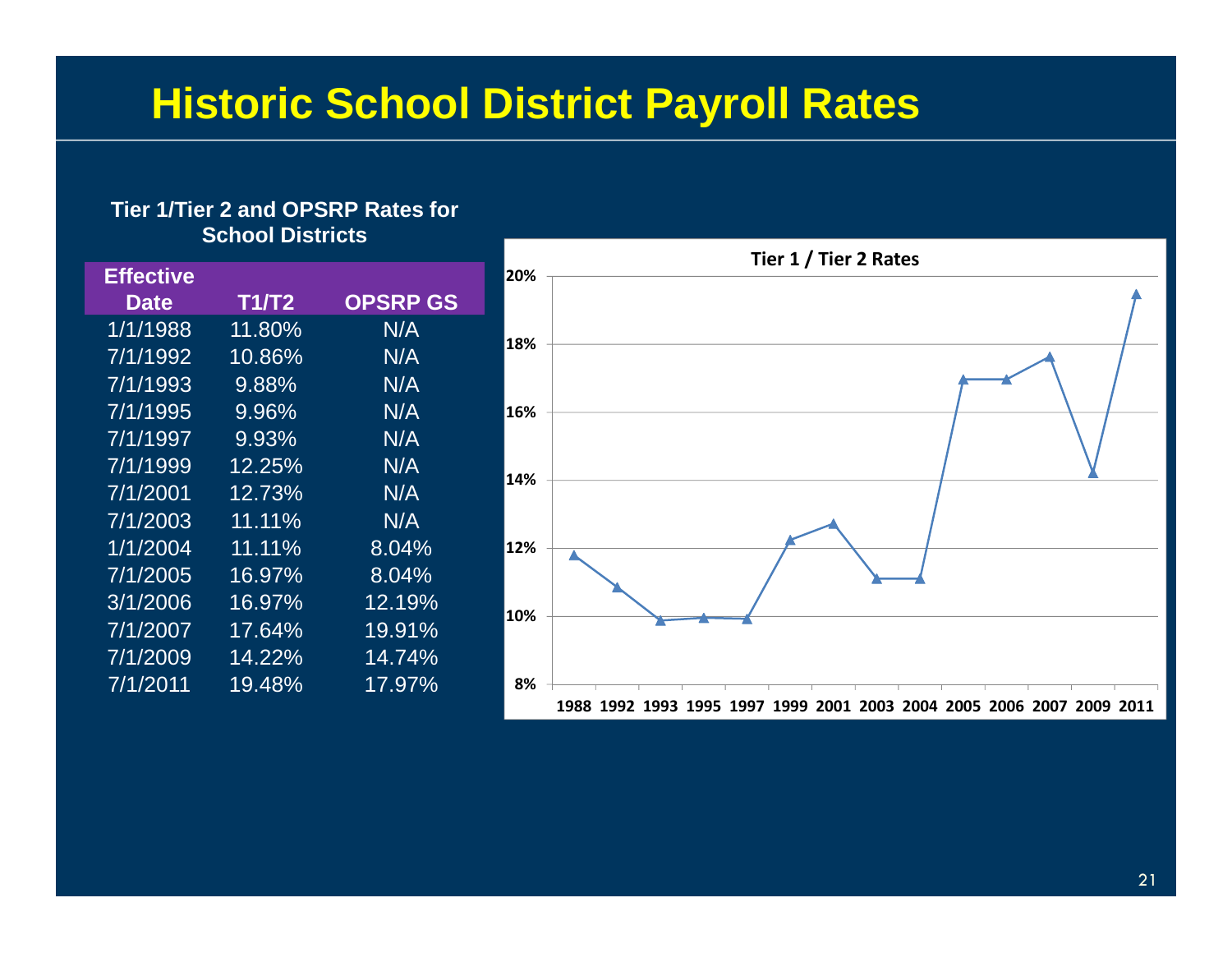# Historic School District Payroll Rates

**Tier 1/Tier 2 and OPSRP Rates for School Districts**

| Effective Date | T1/T2 | OPSRP GS |
|---|---|---|
| 1/1/1988 | 11.80% | N/A |
| 7/1/1992 | 10.86% | N/A |
| 7/1/1993 | 9.88% | N/A |
| 7/1/1995 | 9.96% | N/A |
| 7/1/1997 | 9.93% | N/A |
| 7/1/1999 | 12.25% | N/A |
| 7/1/2001 | 12.73% | N/A |
| 7/1/2003 | 11.11% | N/A |
| 1/1/2004 | 11.11% | 8.04% |
| 7/1/2005 | 16.97% | 8.04% |
| 3/1/2006 | 16.97% | 12.19% |
| 7/1/2007 | 17.64% | 19.91% |
| 7/1/2009 | 14.22% | 14.74% |
| 7/1/2011 | 19.48% | 17.97% |

**Tier 1 / Tier 2 Rates**

(Line chart of T1/T2 rates by year: 1988, 1992, 1993, 1995, 1997, 1999, 2001, 2003, 2004, 2005, 2006, 2007, 2009, 2011; y-axis 8% to 20%)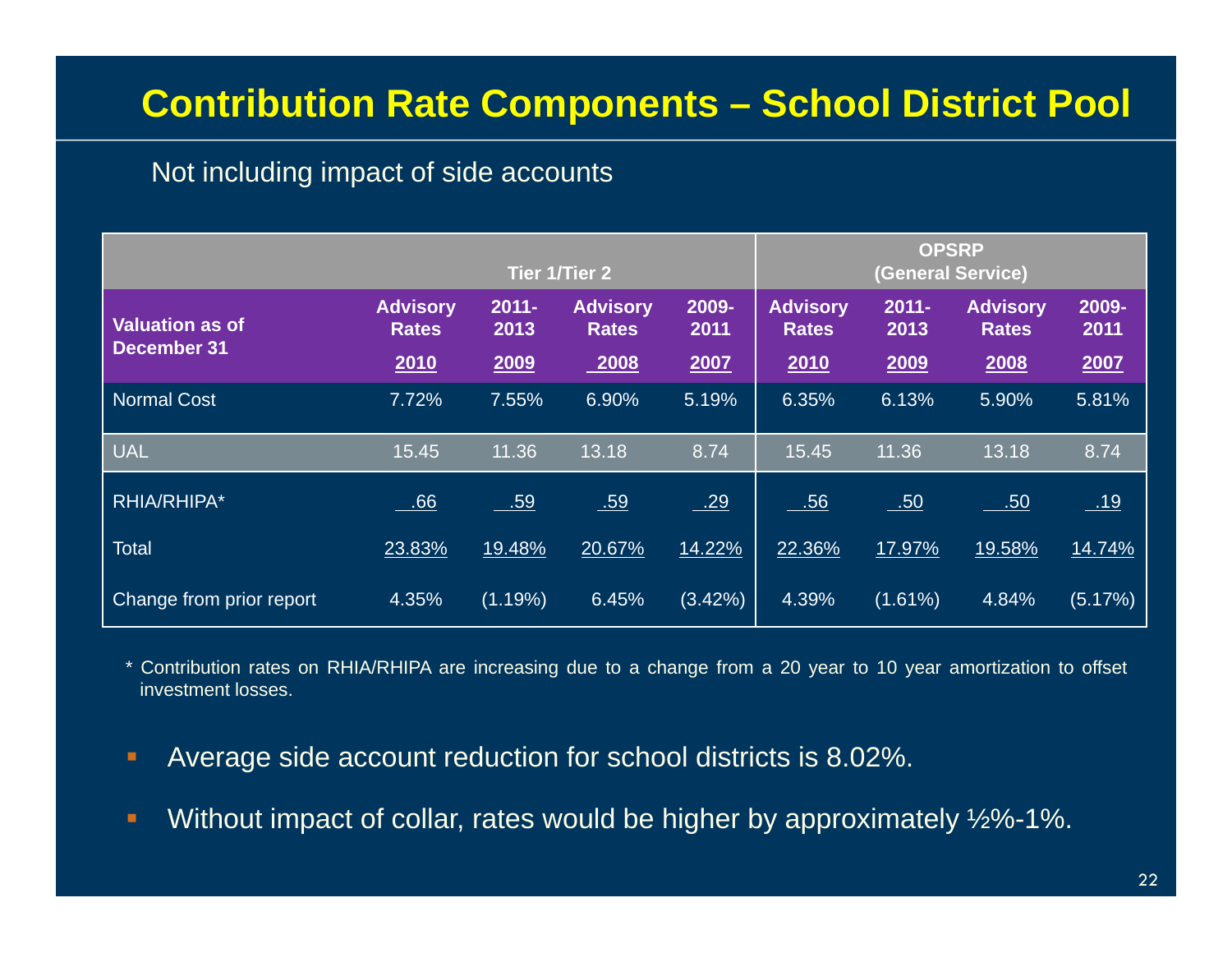# Contribution Rate Components – School District Pool

Not including impact of side accounts

| | Tier 1/Tier 2 | | | | OPSRP (General Service) | | | |
|---|---|---|---|---|---|---|---|---|
| Valuation as of December 31 | Advisory Rates 2010 | 2011-2013 2009 | Advisory Rates 2008 | 2009-2011 2007 | Advisory Rates 2010 | 2011-2013 2009 | Advisory Rates 2008 | 2009-2011 2007 |
| Normal Cost | 7.72% | 7.55% | 6.90% | 5.19% | 6.35% | 6.13% | 5.90% | 5.81% |
| UAL | 15.45 | 11.36 | 13.18 | 8.74 | 15.45 | 11.36 | 13.18 | 8.74 |
| RHIA/RHIPA* | .66 | .59 | .59 | .29 | .56 | .50 | .50 | .19 |
| Total | 23.83% | 19.48% | 20.67% | 14.22% | 22.36% | 17.97% | 19.58% | 14.74% |
| Change from prior report | 4.35% | (1.19%) | 6.45% | (3.42%) | 4.39% | (1.61%) | 4.84% | (5.17%) |

* Contribution rates on RHIA/RHIPA are increasing due to a change from a 20 year to 10 year amortization to offset investment losses.

- Average side account reduction for school districts is 8.02%.
- Without impact of collar, rates would be higher by approximately ½%-1%.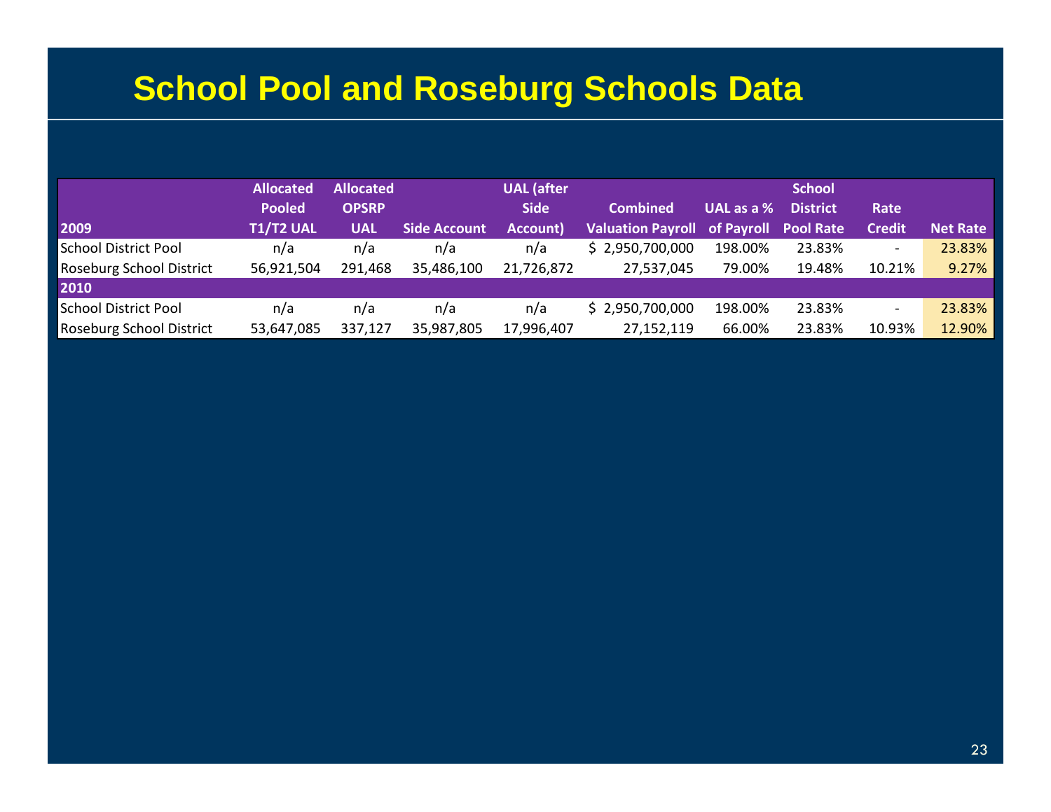# School Pool and Roseburg Schools Data

| 2009 | Allocated Pooled T1/T2 UAL | Allocated OPSRP UAL | Side Account | UAL (after Side Account) | Combined Valuation Payroll | UAL as a % of Payroll | School District Pool Rate | Rate Credit | Net Rate |
|---|---|---|---|---|---|---|---|---|---|
| School District Pool | n/a | n/a | n/a | n/a | $ 2,950,700,000 | 198.00% | 23.83% | - | 23.83% |
| Roseburg School District | 56,921,504 | 291,468 | 35,486,100 | 21,726,872 | 27,537,045 | 79.00% | 19.48% | 10.21% | 9.27% |
| **2010** | | | | | | | | | |
| School District Pool | n/a | n/a | n/a | n/a | $ 2,950,700,000 | 198.00% | 23.83% | - | 23.83% |
| Roseburg School District | 53,647,085 | 337,127 | 35,987,805 | 17,996,407 | 27,152,119 | 66.00% | 23.83% | 10.93% | 12.90% |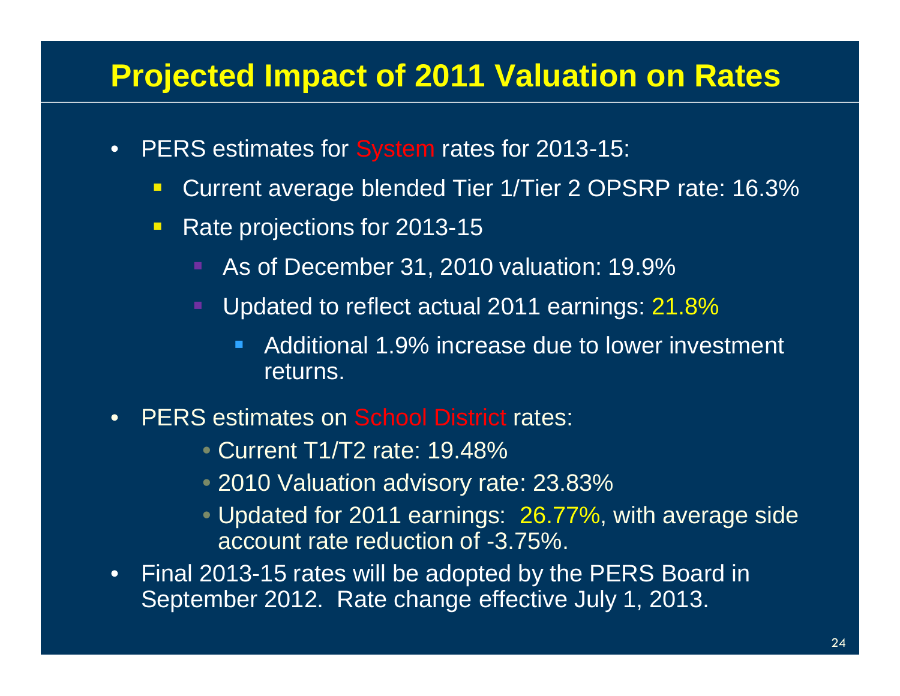# Projected Impact of 2011 Valuation on Rates

- PERS estimates for System rates for 2013-15:
  - Current average blended Tier 1/Tier 2 OPSRP rate: 16.3%
  - Rate projections for 2013-15
    - As of December 31, 2010 valuation: 19.9%
    - Updated to reflect actual 2011 earnings: 21.8%
      - Additional 1.9% increase due to lower investment returns.
- PERS estimates on School District rates:
  - Current T1/T2 rate: 19.48%
  - 2010 Valuation advisory rate: 23.83%
  - Updated for 2011 earnings: 26.77%, with average side account rate reduction of -3.75%.
- Final 2013-15 rates will be adopted by the PERS Board in September 2012. Rate change effective July 1, 2013.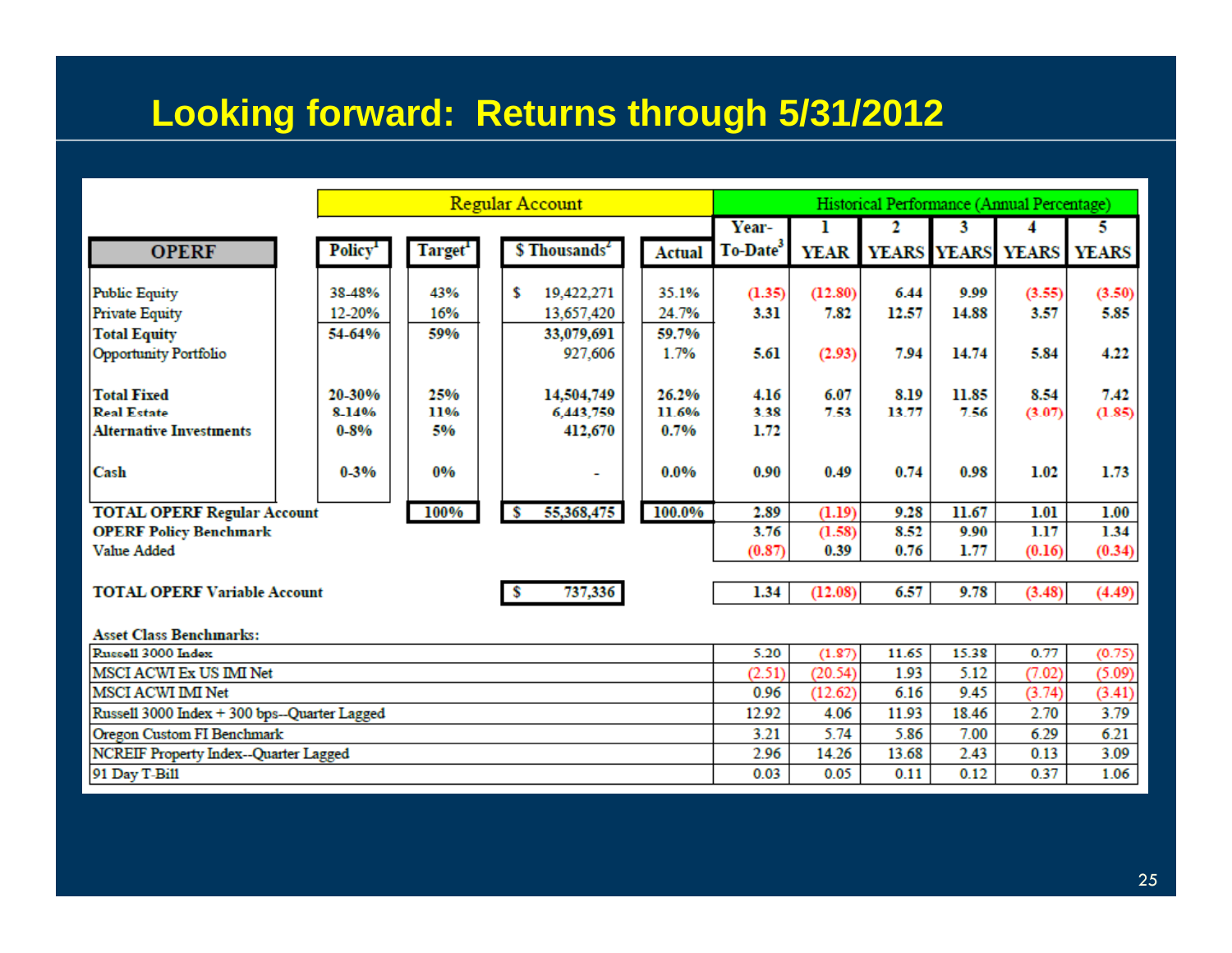# Looking forward: Returns through 5/31/2012

| OPERF | Regular Account | | | | Historical Performance (Annual Percentage) | | | | | |
|---|---|---|---|---|---|---|---|---|---|---|
| | Policy[1] | Target[1] | $ Thousands[2] | Actual | Year-To-Date[3] | 1 YEAR | 2 YEARS | 3 YEARS | 4 YEARS | 5 YEARS |
| Public Equity | 38-48% | 43% | $ 19,422,271 | 35.1% | (1.35) | (12.80) | 6.44 | 9.99 | (3.55) | (3.50) |
| Private Equity | 12-20% | 16% | 13,657,420 | 24.7% | 3.31 | 7.82 | 12.57 | 14.88 | 3.57 | 5.85 |
| Total Equity | 54-64% | 59% | 33,079,691 | 59.7% | | | | | | |
| Opportunity Portfolio | | | 927,606 | 1.7% | 5.61 | (2.93) | 7.94 | 14.74 | 5.84 | 4.22 |
| Total Fixed | 20-30% | 25% | 14,504,749 | 26.2% | 4.16 | 6.07 | 8.19 | 11.85 | 8.54 | 7.42 |
| Real Estate | 8-14% | 11% | 6,443,759 | 11.6% | 3.38 | 7.53 | 13.77 | 7.56 | (3.07) | (1.85) |
| Alternative Investments | 0-8% | 5% | 412,670 | 0.7% | 1.72 | | | | | |
| Cash | 0-3% | 0% | - | 0.0% | 0.90 | 0.49 | 0.74 | 0.98 | 1.02 | 1.73 |
| TOTAL OPERF Regular Account | | 100% | $ 55,368,475 | 100.0% | 2.89 | (1.19) | 9.28 | 11.67 | 1.01 | 1.00 |
| OPERF Policy Benchmark | | | | | 3.76 | (1.58) | 8.52 | 9.90 | 1.17 | 1.34 |
| Value Added | | | | | (0.87) | 0.39 | 0.76 | 1.77 | (0.16) | (0.34) |
| TOTAL OPERF Variable Account | | | $ 737,336 | | 1.34 | (12.08) | 6.57 | 9.78 | (3.48) | (4.49) |
| **Asset Class Benchmarks:** | | | | | | | | | | |
| Russell 3000 Index | | | | | 5.20 | (1.87) | 11.65 | 15.38 | 0.77 | (0.75) |
| MSCI ACWI Ex US IMI Net | | | | | (2.51) | (20.54) | 1.93 | 5.12 | (7.02) | (5.09) |
| MSCI ACWI IMI Net | | | | | 0.96 | (12.62) | 6.16 | 9.45 | (3.74) | (3.41) |
| Russell 3000 Index + 300 bps--Quarter Lagged | | | | | 12.92 | 4.06 | 11.93 | 18.46 | 2.70 | 3.79 |
| Oregon Custom FI Benchmark | | | | | 3.21 | 5.74 | 5.86 | 7.00 | 6.29 | 6.21 |
| NCREIF Property Index--Quarter Lagged | | | | | 2.96 | 14.26 | 13.68 | 2.43 | 0.13 | 3.09 |
| 91 Day T-Bill | | | | | 0.03 | 0.05 | 0.11 | 0.12 | 0.37 | 1.06 |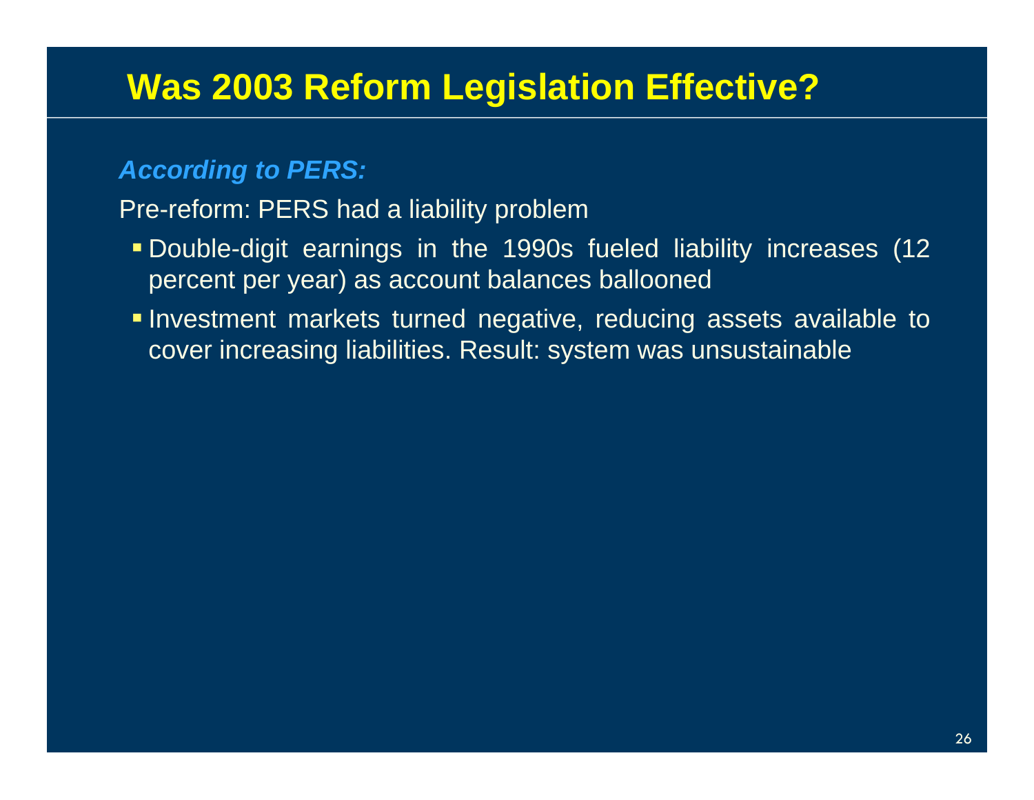# Was 2003 Reform Legislation Effective?

***According to PERS:***

Pre-reform: PERS had a liability problem

- Double-digit earnings in the 1990s fueled liability increases (12 percent per year) as account balances ballooned
- Investment markets turned negative, reducing assets available to cover increasing liabilities. Result: system was unsustainable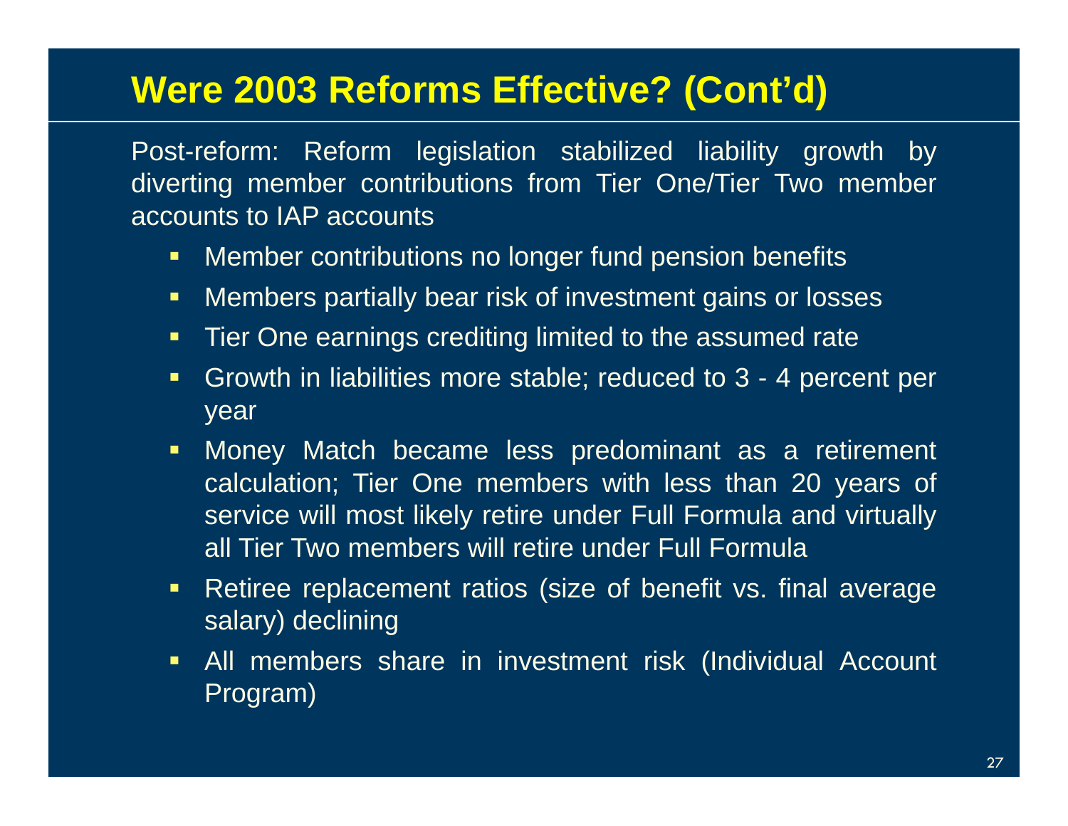# Were 2003 Reforms Effective? (Cont'd)

Post-reform: Reform legislation stabilized liability growth by diverting member contributions from Tier One/Tier Two member accounts to IAP accounts

- Member contributions no longer fund pension benefits
- Members partially bear risk of investment gains or losses
- Tier One earnings crediting limited to the assumed rate
- Growth in liabilities more stable; reduced to 3 - 4 percent per year
- Money Match became less predominant as a retirement calculation; Tier One members with less than 20 years of service will most likely retire under Full Formula and virtually all Tier Two members will retire under Full Formula
- Retiree replacement ratios (size of benefit vs. final average salary) declining
- All members share in investment risk (Individual Account Program)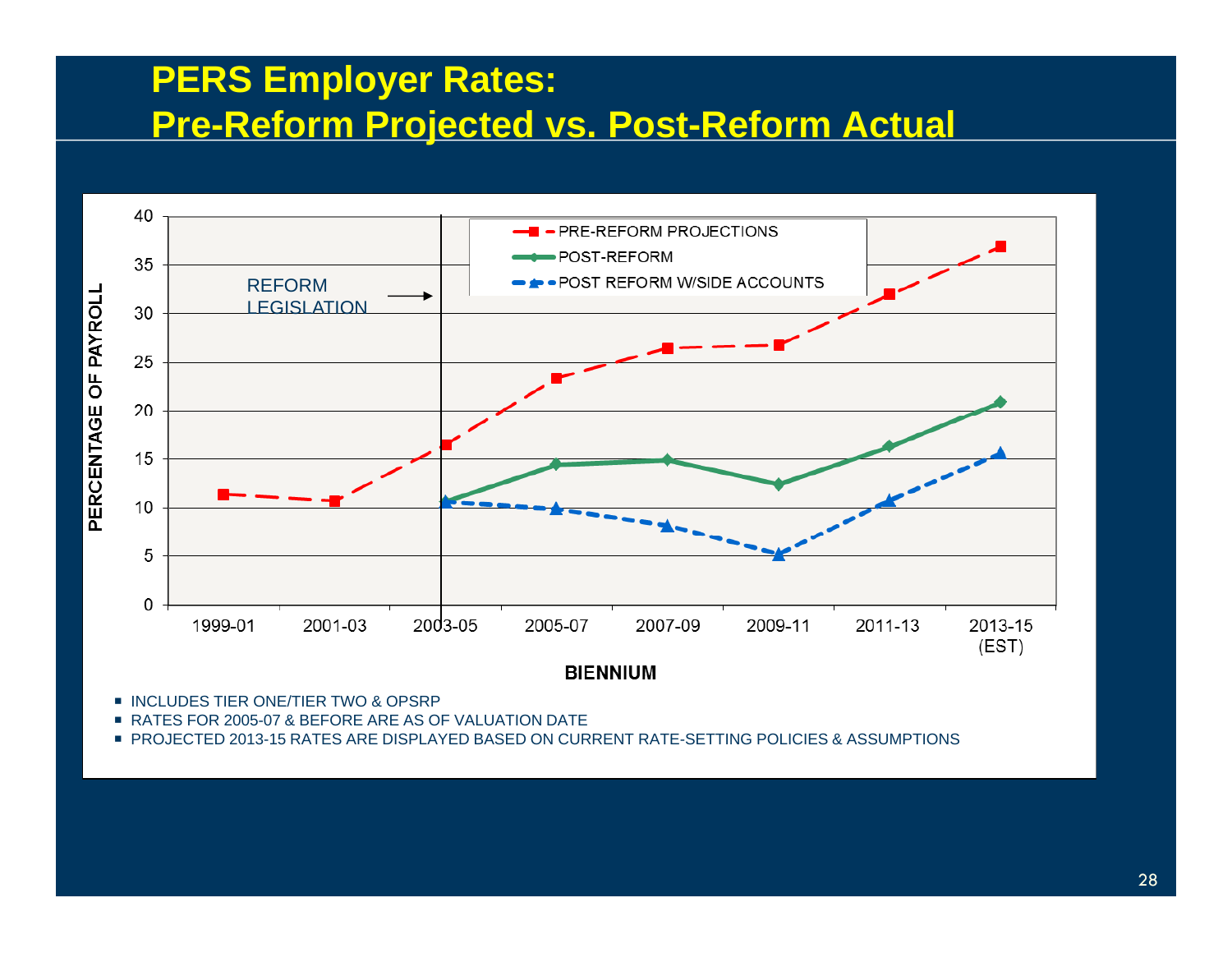# PERS Employer Rates:
# Pre-Reform Projected vs. Post-Reform Actual

- INCLUDES TIER ONE/TIER TWO & OPSRP
- RATES FOR 2005-07 & BEFORE ARE AS OF VALUATION DATE
- PROJECTED 2013-15 RATES ARE DISPLAYED BASED ON CURRENT RATE-SETTING POLICIES & ASSUMPTIONS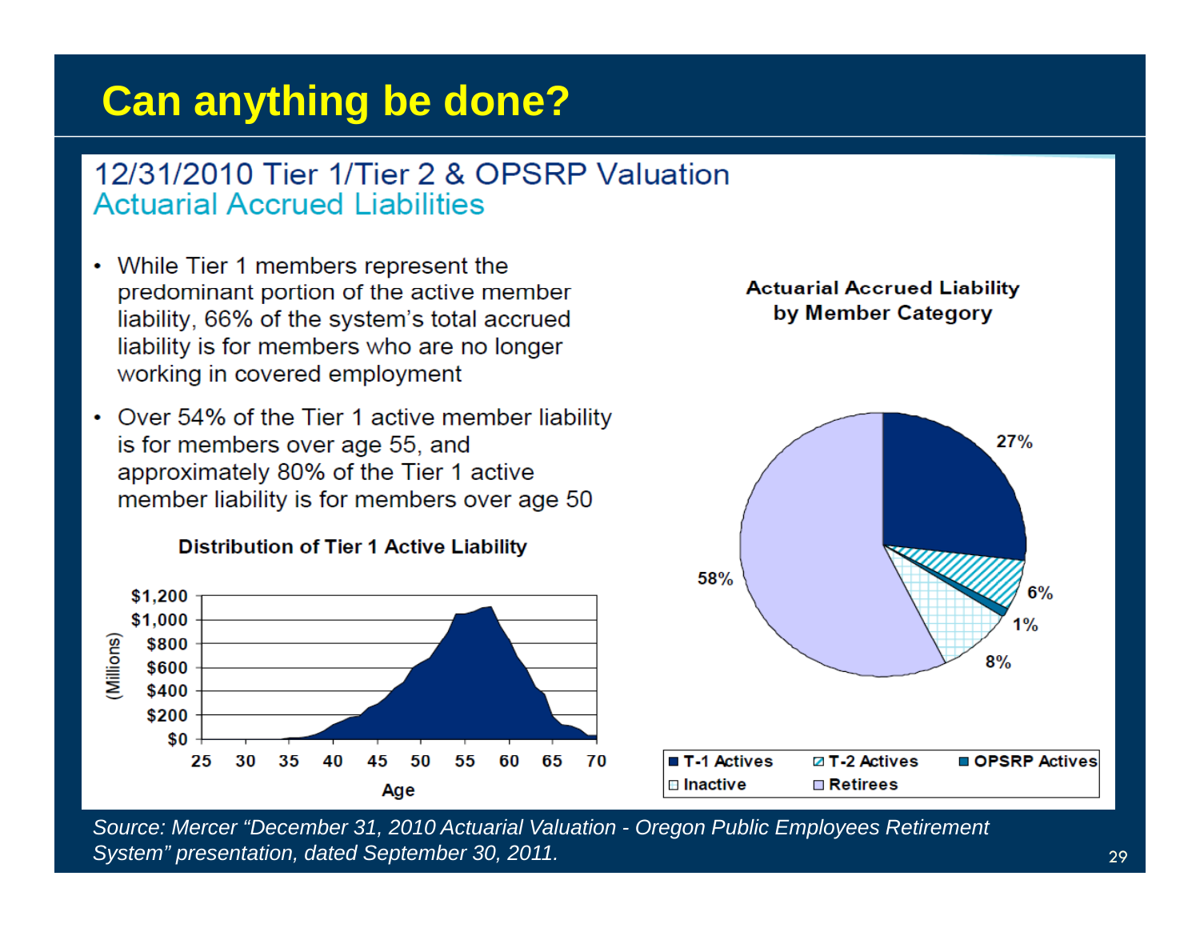# Can anything be done?

## 12/31/2010 Tier 1/Tier 2 & OPSRP Valuation
### Actuarial Accrued Liabilities

- While Tier 1 members represent the predominant portion of the active member liability, 66% of the system's total accrued liability is for members who are no longer working in covered employment
- Over 54% of the Tier 1 active member liability is for members over age 55, and approximately 80% of the Tier 1 active member liability is for members over age 50

**Distribution of Tier 1 Active Liability**

(Millions): $0, $200, $400, $600, $800, $1,000, $1,200

Age: 25, 30, 35, 40, 45, 50, 55, 60, 65, 70

**Actuarial Accrued Liability by Member Category**

| Member Category | Share |
|---|---|
| T-1 Actives | 27% |
| T-2 Actives | 6% |
| OPSRP Actives | 1% |
| Inactive | 8% |
| Retirees | 58% |

*Source: Mercer "December 31, 2010 Actuarial Valuation - Oregon Public Employees Retirement System" presentation, dated September 30, 2011.*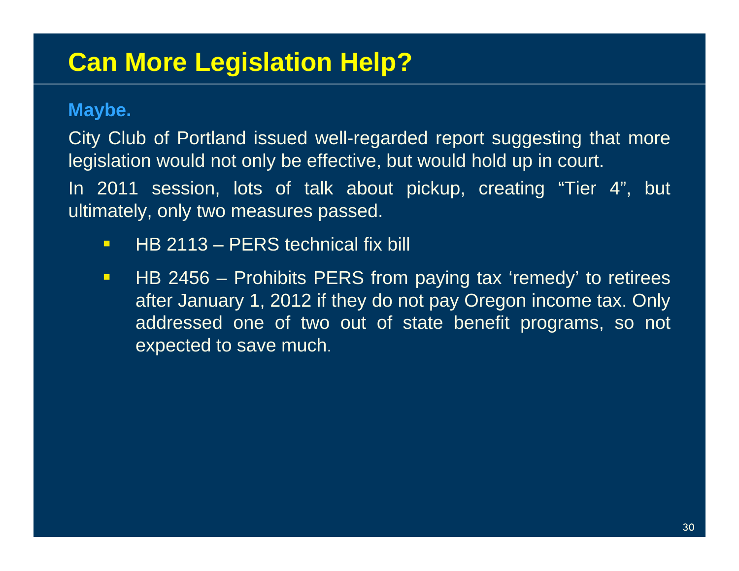# Can More Legislation Help?

**Maybe.**

City Club of Portland issued well-regarded report suggesting that more legislation would not only be effective, but would hold up in court.

In 2011 session, lots of talk about pickup, creating “Tier 4”, but ultimately, only two measures passed.

- HB 2113 – PERS technical fix bill
- HB 2456 – Prohibits PERS from paying tax ‘remedy’ to retirees after January 1, 2012 if they do not pay Oregon income tax. Only addressed one of two out of state benefit programs, so not expected to save much.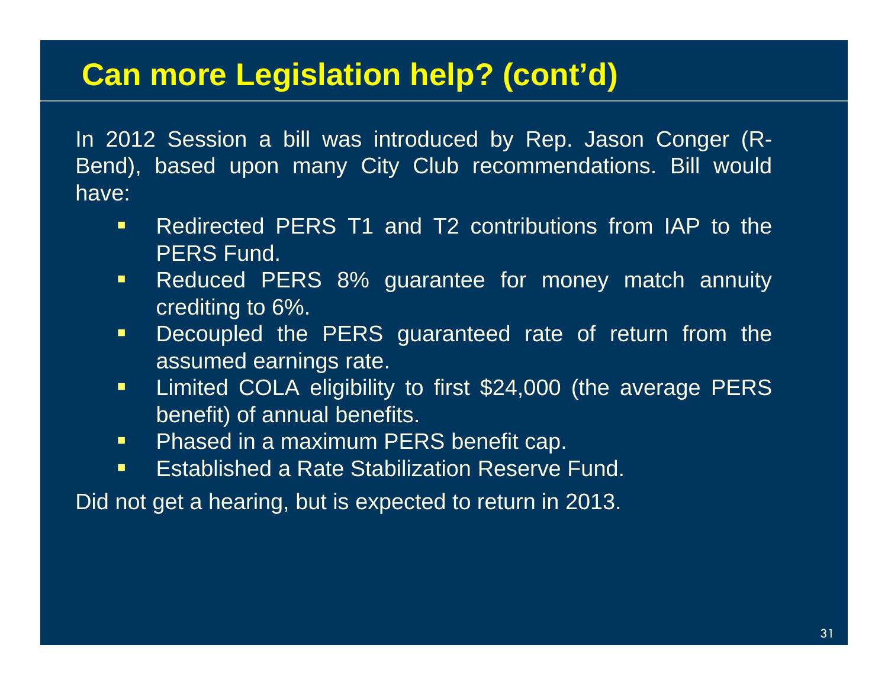# Can more Legislation help? (cont'd)

In 2012 Session a bill was introduced by Rep. Jason Conger (R-Bend), based upon many City Club recommendations. Bill would have:

- Redirected PERS T1 and T2 contributions from IAP to the PERS Fund.
- Reduced PERS 8% guarantee for money match annuity crediting to 6%.
- Decoupled the PERS guaranteed rate of return from the assumed earnings rate.
- Limited COLA eligibility to first $24,000 (the average PERS benefit) of annual benefits.
- Phased in a maximum PERS benefit cap.
- Established a Rate Stabilization Reserve Fund.

Did not get a hearing, but is expected to return in 2013.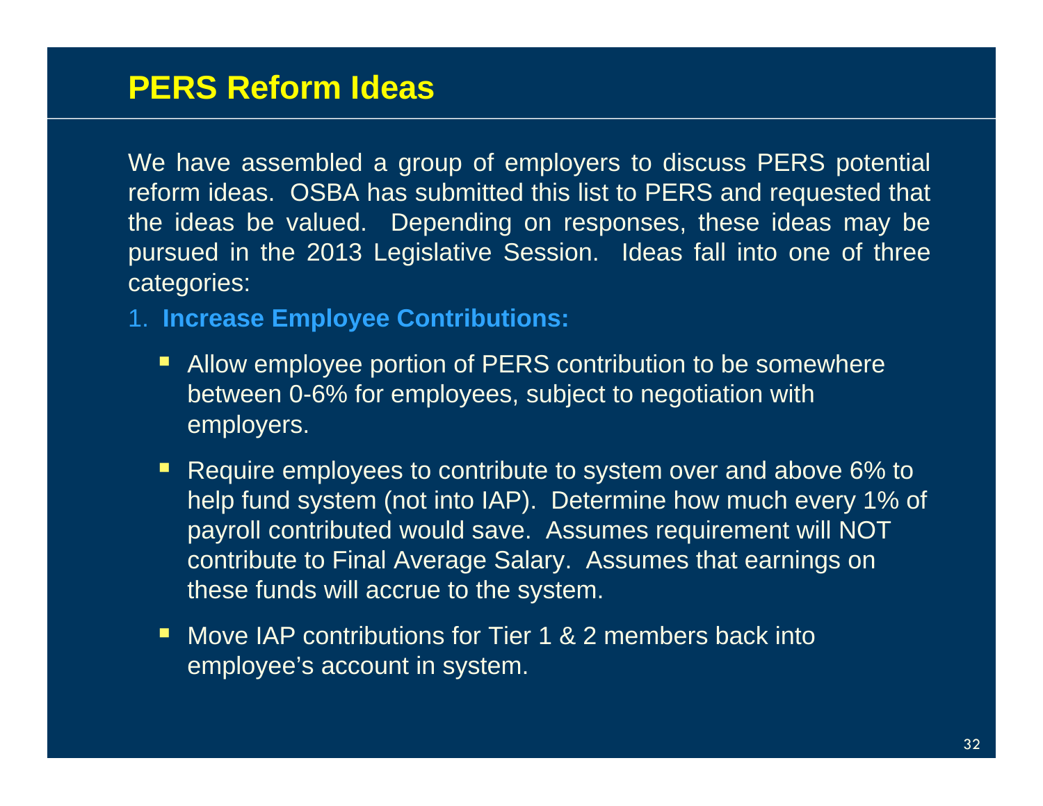# PERS Reform Ideas

We have assembled a group of employers to discuss PERS potential reform ideas. OSBA has submitted this list to PERS and requested that the ideas be valued. Depending on responses, these ideas may be pursued in the 2013 Legislative Session. Ideas fall into one of three categories:

1. **Increase Employee Contributions:**
   - Allow employee portion of PERS contribution to be somewhere between 0-6% for employees, subject to negotiation with employers.
   - Require employees to contribute to system over and above 6% to help fund system (not into IAP). Determine how much every 1% of payroll contributed would save. Assumes requirement will NOT contribute to Final Average Salary. Assumes that earnings on these funds will accrue to the system.
   - Move IAP contributions for Tier 1 & 2 members back into employee's account in system.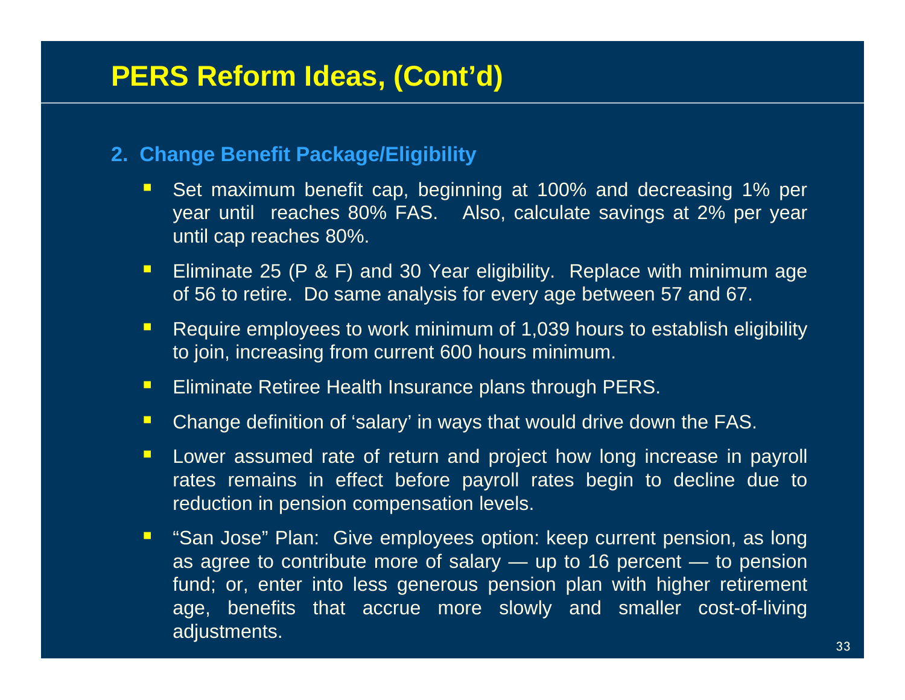# PERS Reform Ideas, (Cont'd)

## 2. Change Benefit Package/Eligibility

- Set maximum benefit cap, beginning at 100% and decreasing 1% per year until reaches 80% FAS. Also, calculate savings at 2% per year until cap reaches 80%.
- Eliminate 25 (P & F) and 30 Year eligibility. Replace with minimum age of 56 to retire. Do same analysis for every age between 57 and 67.
- Require employees to work minimum of 1,039 hours to establish eligibility to join, increasing from current 600 hours minimum.
- Eliminate Retiree Health Insurance plans through PERS.
- Change definition of 'salary' in ways that would drive down the FAS.
- Lower assumed rate of return and project how long increase in payroll rates remains in effect before payroll rates begin to decline due to reduction in pension compensation levels.
- "San Jose" Plan: Give employees option: keep current pension, as long as agree to contribute more of salary — up to 16 percent — to pension fund; or, enter into less generous pension plan with higher retirement age, benefits that accrue more slowly and smaller cost-of-living adjustments.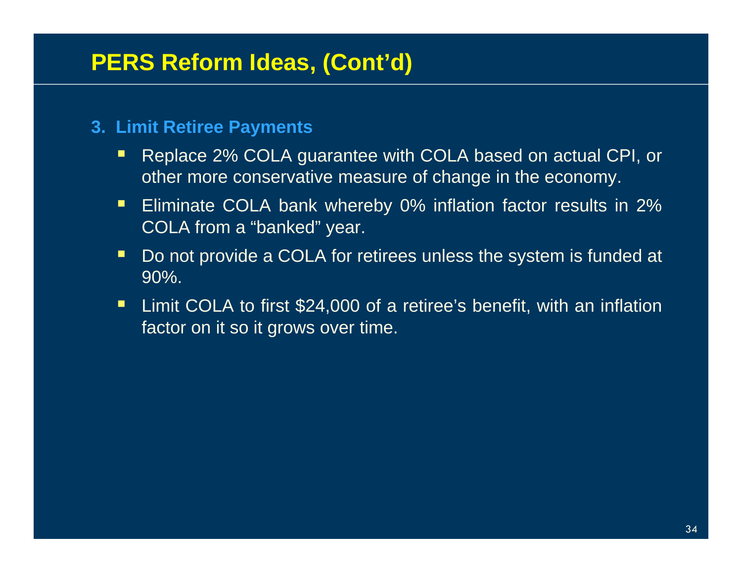# PERS Reform Ideas, (Cont'd)

## 3. Limit Retiree Payments

- Replace 2% COLA guarantee with COLA based on actual CPI, or other more conservative measure of change in the economy.
- Eliminate COLA bank whereby 0% inflation factor results in 2% COLA from a "banked" year.
- Do not provide a COLA for retirees unless the system is funded at 90%.
- Limit COLA to first $24,000 of a retiree's benefit, with an inflation factor on it so it grows over time.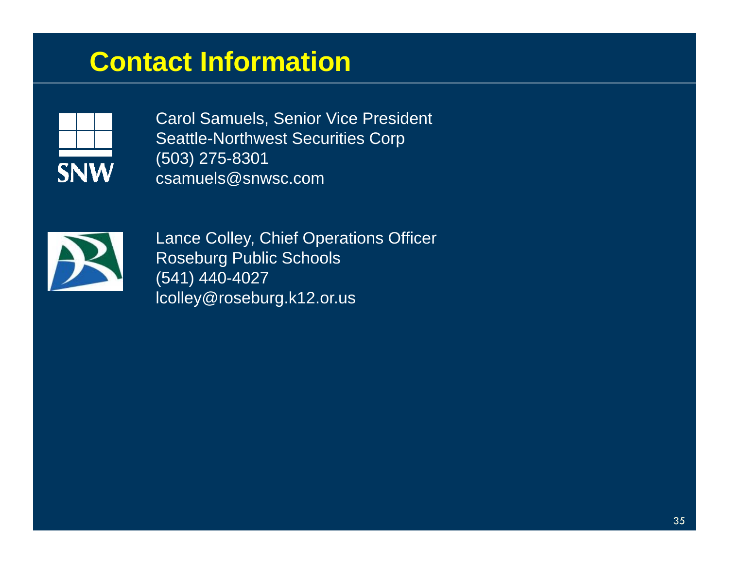# Contact Information

SNW

Carol Samuels, Senior Vice President
Seattle-Northwest Securities Corp
(503) 275-8301
csamuels@snwsc.com

Lance Colley, Chief Operations Officer
Roseburg Public Schools
(541) 440-4027
lcolley@roseburg.k12.or.us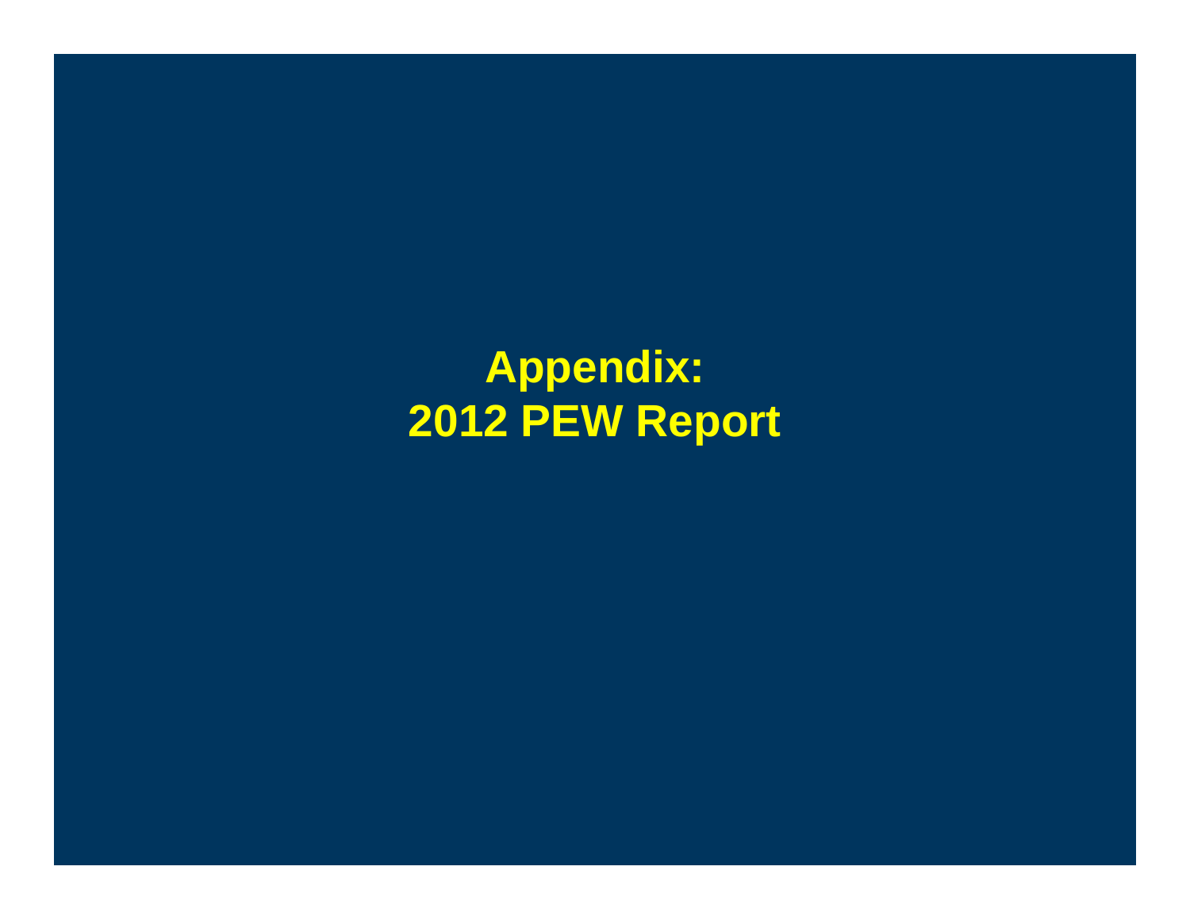# Appendix:
# 2012 PEW Report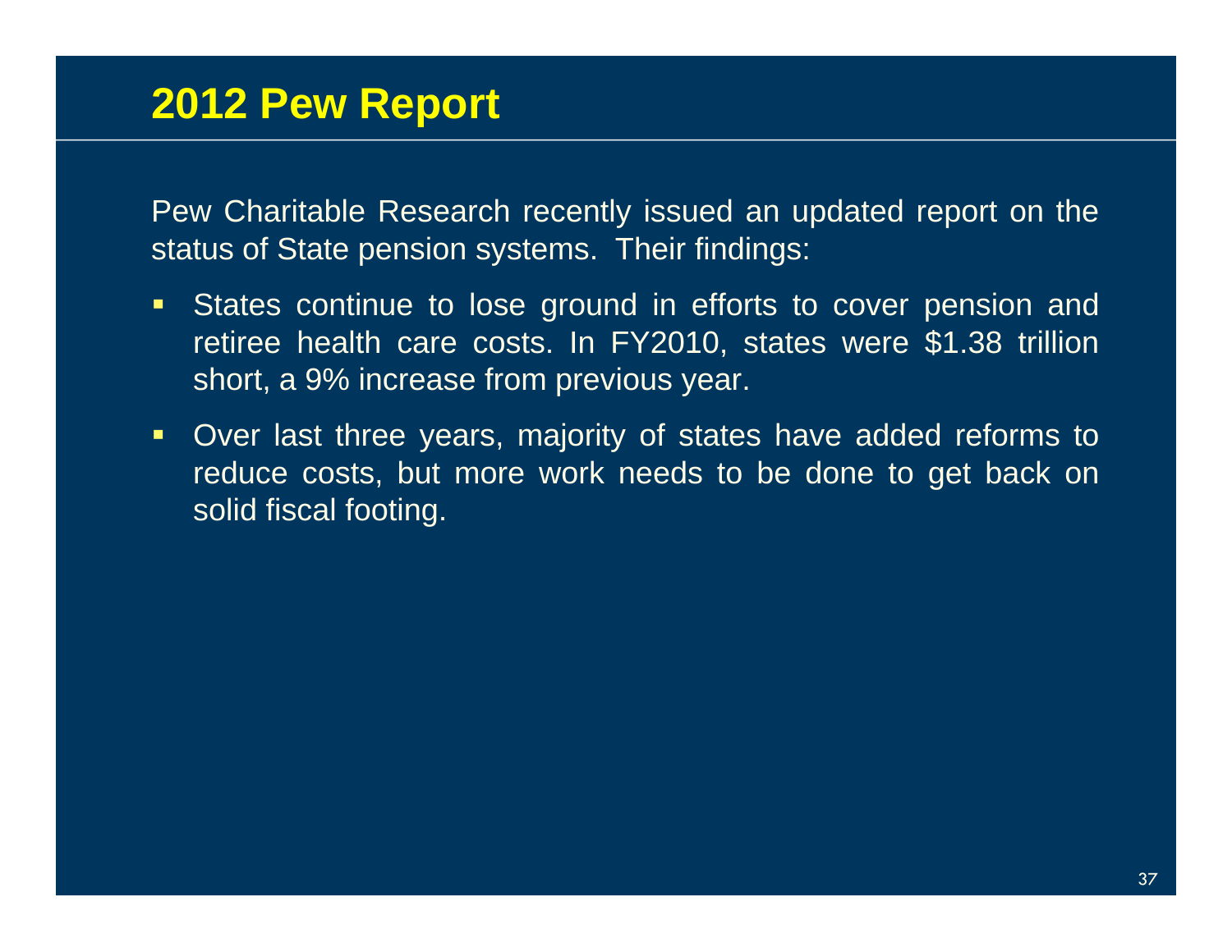# 2012 Pew Report

Pew Charitable Research recently issued an updated report on the status of State pension systems. Their findings:

- States continue to lose ground in efforts to cover pension and retiree health care costs. In FY2010, states were $1.38 trillion short, a 9% increase from previous year.
- Over last three years, majority of states have added reforms to reduce costs, but more work needs to be done to get back on solid fiscal footing.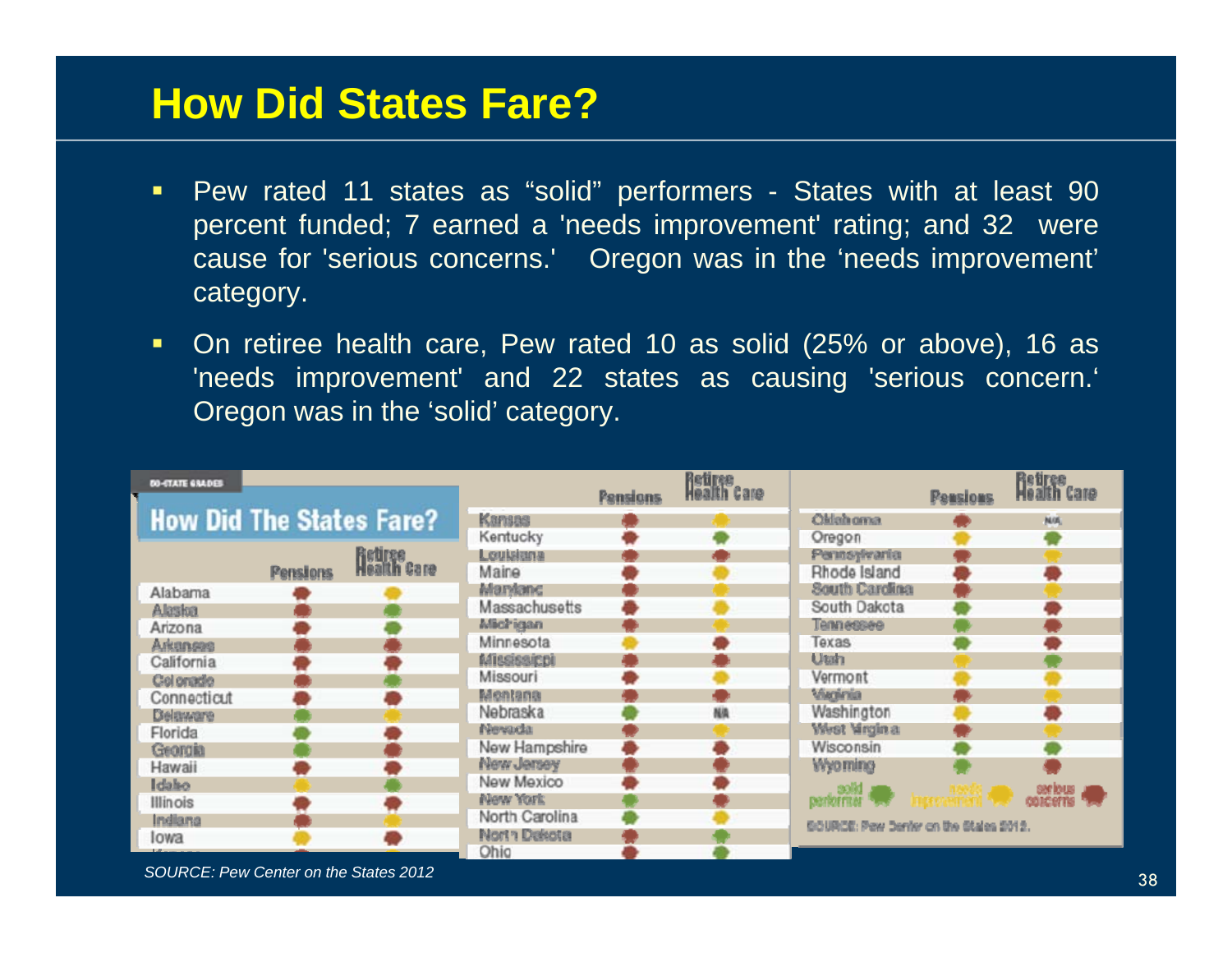# How Did States Fare?

- Pew rated 11 states as "solid" performers - States with at least 90 percent funded; 7 earned a 'needs improvement' rating; and 32 were cause for 'serious concerns.' Oregon was in the 'needs improvement' category.
- On retiree health care, Pew rated 10 as solid (25% or above), 16 as 'needs improvement' and 22 states as causing 'serious concern.' Oregon was in the 'solid' category.

**50-STATE GRADES**

## How Did The States Fare?

| State | Pensions | Retiree Health Care |
|---|---|---|
| Alabama | serious concerns | needs improvement |
| Alaska | serious concerns | solid performer |
| Arizona | serious concerns | solid performer |
| Arkansas | serious concerns | serious concerns |
| California | serious concerns | serious concerns |
| Colorado | serious concerns | solid performer |
| Connecticut | serious concerns | serious concerns |
| Delaware | solid performer | needs improvement |
| Florida | solid performer | serious concerns |
| Georgia | solid performer | serious concerns |
| Hawaii | serious concerns | serious concerns |
| Idaho | needs improvement | solid performer |
| Illinois | serious concerns | serious concerns |
| Indiana | serious concerns | needs improvement |
| Iowa | needs improvement | serious concerns |
| Kansas | serious concerns | needs improvement |
| Kentucky | serious concerns | solid performer |
| Louisiana | serious concerns | serious concerns |
| Maine | serious concerns | needs improvement |
| Maryland | serious concerns | needs improvement |
| Massachusetts | serious concerns | needs improvement |
| Michigan | serious concerns | needs improvement |
| Minnesota | needs improvement | serious concerns |
| Mississippi | serious concerns | serious concerns |
| Missouri | serious concerns | needs improvement |
| Montana | serious concerns | serious concerns |
| Nebraska | solid performer | NA |
| Nevada | serious concerns | needs improvement |
| New Hampshire | serious concerns | serious concerns |
| New Jersey | serious concerns | serious concerns |
| New Mexico | serious concerns | serious concerns |
| New York | solid performer | serious concerns |
| North Carolina | solid performer | needs improvement |
| North Dakota | serious concerns | solid performer |
| Ohio | serious concerns | solid performer |
| Oklahoma | serious concerns | N/A |
| Oregon | needs improvement | solid performer |
| Pennsylvania | serious concerns | needs improvement |
| Rhode Island | serious concerns | serious concerns |
| South Carolina | serious concerns | needs improvement |
| South Dakota | solid performer | serious concerns |
| Tennessee | solid performer | serious concerns |
| Texas | solid performer | serious concerns |
| Utah | needs improvement | solid performer |
| Vermont | needs improvement | needs improvement |
| Virginia | serious concerns | needs improvement |
| Washington | needs improvement | serious concerns |
| West Virginia | serious concerns | needs improvement |
| Wisconsin | solid performer | solid performer |
| Wyoming | solid performer | serious concerns |

solid performer · needs improvement · serious concerns

SOURCE: Pew Center on the States 2012.

*SOURCE: Pew Center on the States 2012*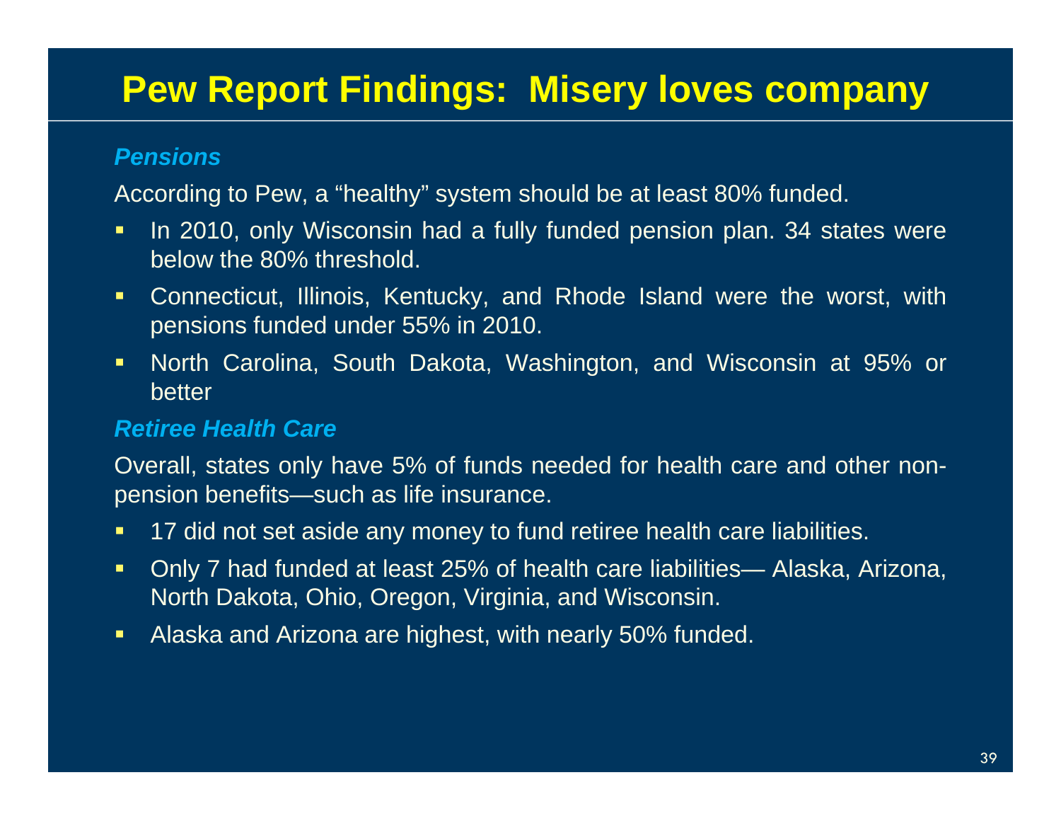# Pew Report Findings: Misery loves company

### *Pensions*

According to Pew, a "healthy" system should be at least 80% funded.

- In 2010, only Wisconsin had a fully funded pension plan. 34 states were below the 80% threshold.
- Connecticut, Illinois, Kentucky, and Rhode Island were the worst, with pensions funded under 55% in 2010.
- North Carolina, South Dakota, Washington, and Wisconsin at 95% or better

### *Retiree Health Care*

Overall, states only have 5% of funds needed for health care and other non-pension benefits—such as life insurance.

- 17 did not set aside any money to fund retiree health care liabilities.
- Only 7 had funded at least 25% of health care liabilities— Alaska, Arizona, North Dakota, Ohio, Oregon, Virginia, and Wisconsin.
- Alaska and Arizona are highest, with nearly 50% funded.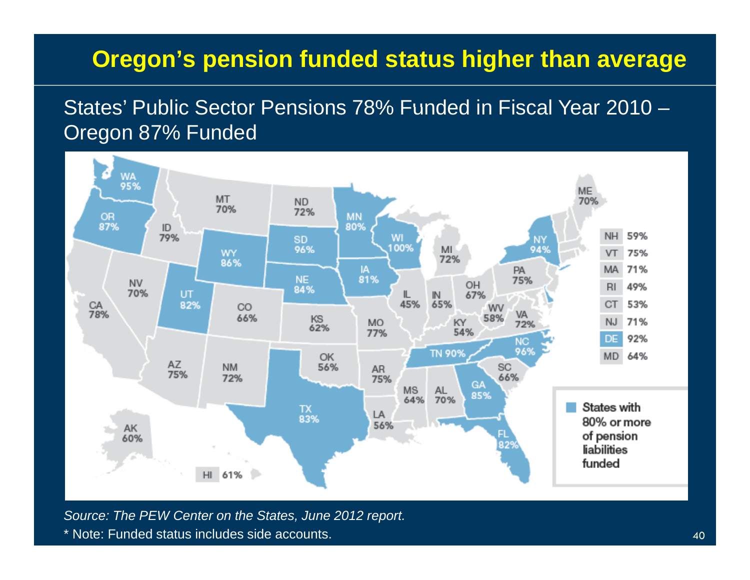# Oregon's pension funded status higher than average

States' Public Sector Pensions 78% Funded in Fiscal Year 2010 – Oregon 87% Funded

| State | Funded |
|---|---|
| WA | 95% |
| OR | 87% |
| ID | 79% |
| MT | 70% |
| ND | 72% |
| MN | 80% |
| WI | 100% |
| MI | 72% |
| NY | 94% |
| ME | 70% |
| SD | 96% |
| WY | 86% |
| NE | 84% |
| IA | 81% |
| NV | 70% |
| UT | 82% |
| CO | 66% |
| CA | 78% |
| KS | 62% |
| MO | 77% |
| IL | 45% |
| IN | 65% |
| OH | 67% |
| PA | 75% |
| WV | 58% |
| VA | 72% |
| KY | 54% |
| TN | 90% |
| NC | 96% |
| SC | 66% |
| AZ | 75% |
| NM | 72% |
| OK | 56% |
| AR | 75% |
| MS | 64% |
| AL | 70% |
| GA | 85% |
| TX | 83% |
| LA | 56% |
| FL | 82% |
| AK | 60% |
| HI | 61% |
| NH | 59% |
| VT | 75% |
| MA | 71% |
| RI | 49% |
| CT | 53% |
| NJ | 71% |
| DE | 92% |
| MD | 64% |

States with 80% or more of pension liabilities funded

*Source: The PEW Center on the States, June 2012 report.*

* Note: Funded status includes side accounts.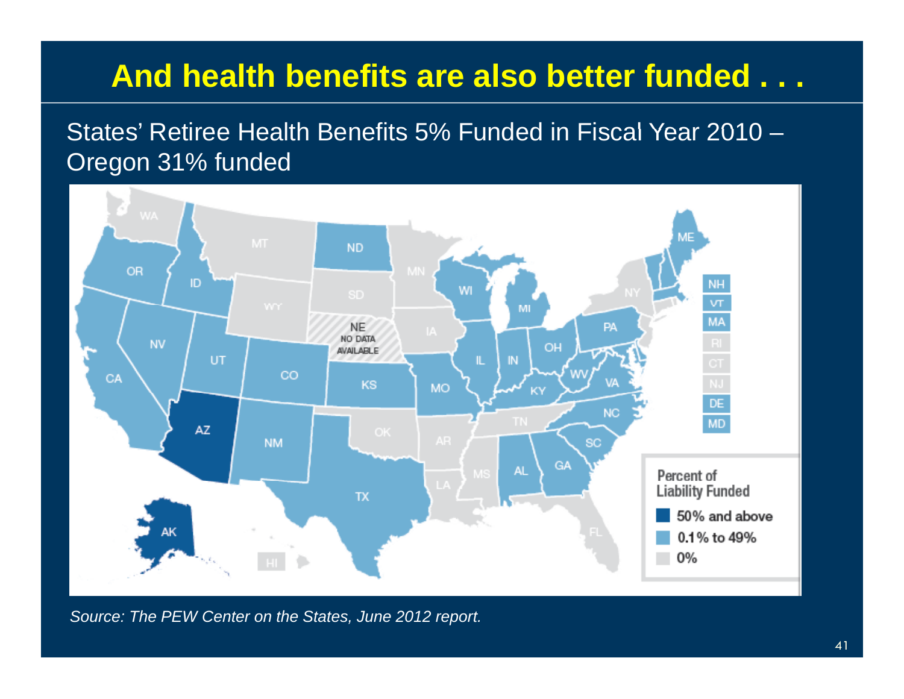# And health benefits are also better funded . . .

States' Retiree Health Benefits 5% Funded in Fiscal Year 2010 – Oregon 31% funded

Percent of Liability Funded

- 50% and above
- 0.1% to 49%
- 0%

NE NO DATA AVAILABLE

*Source: The PEW Center on the States, June 2012 report.*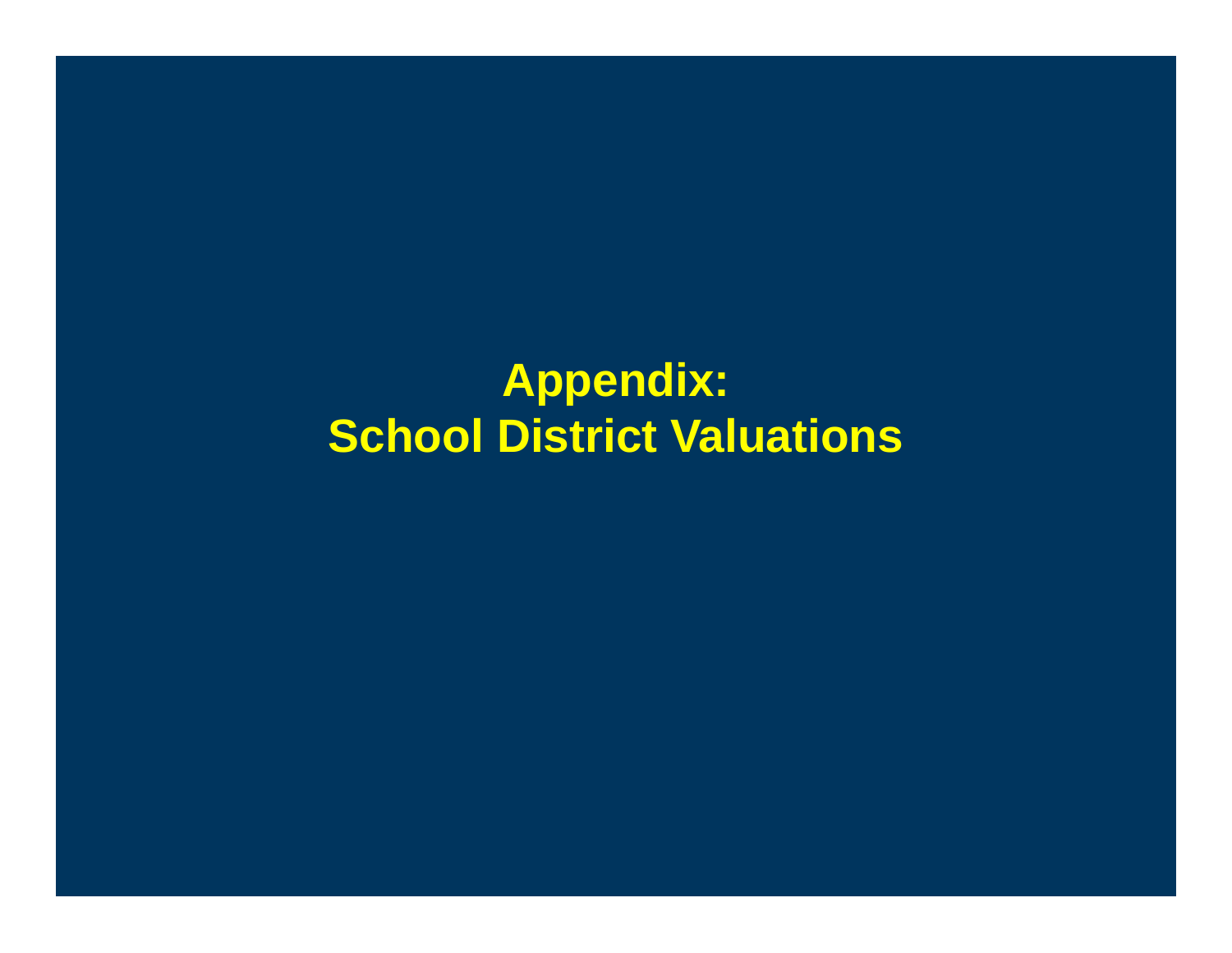# Appendix:
# School District Valuations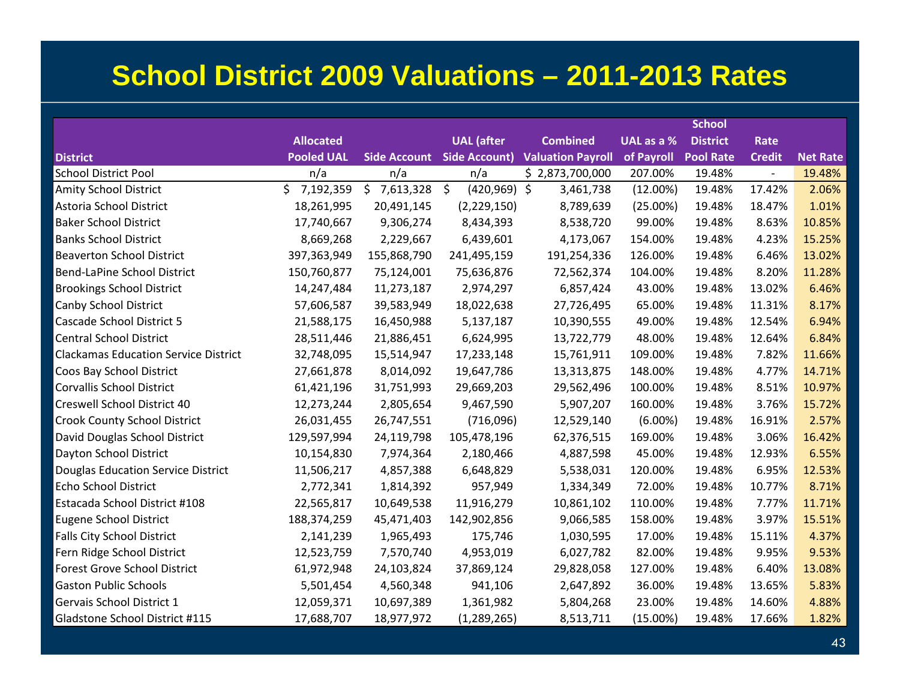# School District 2009 Valuations – 2011-2013 Rates

| District | Allocated Pooled UAL | Side Account | UAL (after Side Account) | Combined Valuation Payroll | UAL as a % of Payroll | School District Pool Rate | Rate Credit | Net Rate |
|---|---|---|---|---|---|---|---|---|
| School District Pool | n/a | n/a | n/a | $ 2,873,700,000 | 207.00% | 19.48% | - | 19.48% |
| Amity School District | $ 7,192,359 | $ 7,613,328 | $ (420,969) | $ 3,461,738 | (12.00%) | 19.48% | 17.42% | 2.06% |
| Astoria School District | 18,261,995 | 20,491,145 | (2,229,150) | 8,789,639 | (25.00%) | 19.48% | 18.47% | 1.01% |
| Baker School District | 17,740,667 | 9,306,274 | 8,434,393 | 8,538,720 | 99.00% | 19.48% | 8.63% | 10.85% |
| Banks School District | 8,669,268 | 2,229,667 | 6,439,601 | 4,173,067 | 154.00% | 19.48% | 4.23% | 15.25% |
| Beaverton School District | 397,363,949 | 155,868,790 | 241,495,159 | 191,254,336 | 126.00% | 19.48% | 6.46% | 13.02% |
| Bend-LaPine School District | 150,760,877 | 75,124,001 | 75,636,876 | 72,562,374 | 104.00% | 19.48% | 8.20% | 11.28% |
| Brookings School District | 14,247,484 | 11,273,187 | 2,974,297 | 6,857,424 | 43.00% | 19.48% | 13.02% | 6.46% |
| Canby School District | 57,606,587 | 39,583,949 | 18,022,638 | 27,726,495 | 65.00% | 19.48% | 11.31% | 8.17% |
| Cascade School District 5 | 21,588,175 | 16,450,988 | 5,137,187 | 10,390,555 | 49.00% | 19.48% | 12.54% | 6.94% |
| Central School District | 28,511,446 | 21,886,451 | 6,624,995 | 13,722,779 | 48.00% | 19.48% | 12.64% | 6.84% |
| Clackamas Education Service District | 32,748,095 | 15,514,947 | 17,233,148 | 15,761,911 | 109.00% | 19.48% | 7.82% | 11.66% |
| Coos Bay School District | 27,661,878 | 8,014,092 | 19,647,786 | 13,313,875 | 148.00% | 19.48% | 4.77% | 14.71% |
| Corvallis School District | 61,421,196 | 31,751,993 | 29,669,203 | 29,562,496 | 100.00% | 19.48% | 8.51% | 10.97% |
| Creswell School District 40 | 12,273,244 | 2,805,654 | 9,467,590 | 5,907,207 | 160.00% | 19.48% | 3.76% | 15.72% |
| Crook County School District | 26,031,455 | 26,747,551 | (716,096) | 12,529,140 | (6.00%) | 19.48% | 16.91% | 2.57% |
| David Douglas School District | 129,597,994 | 24,119,798 | 105,478,196 | 62,376,515 | 169.00% | 19.48% | 3.06% | 16.42% |
| Dayton School District | 10,154,830 | 7,974,364 | 2,180,466 | 4,887,598 | 45.00% | 19.48% | 12.93% | 6.55% |
| Douglas Education Service District | 11,506,217 | 4,857,388 | 6,648,829 | 5,538,031 | 120.00% | 19.48% | 6.95% | 12.53% |
| Echo School District | 2,772,341 | 1,814,392 | 957,949 | 1,334,349 | 72.00% | 19.48% | 10.77% | 8.71% |
| Estacada School District #108 | 22,565,817 | 10,649,538 | 11,916,279 | 10,861,102 | 110.00% | 19.48% | 7.77% | 11.71% |
| Eugene School District | 188,374,259 | 45,471,403 | 142,902,856 | 9,066,585 | 158.00% | 19.48% | 3.97% | 15.51% |
| Falls City School District | 2,141,239 | 1,965,493 | 175,746 | 1,030,595 | 17.00% | 19.48% | 15.11% | 4.37% |
| Fern Ridge School District | 12,523,759 | 7,570,740 | 4,953,019 | 6,027,782 | 82.00% | 19.48% | 9.95% | 9.53% |
| Forest Grove School District | 61,972,948 | 24,103,824 | 37,869,124 | 29,828,058 | 127.00% | 19.48% | 6.40% | 13.08% |
| Gaston Public Schools | 5,501,454 | 4,560,348 | 941,106 | 2,647,892 | 36.00% | 19.48% | 13.65% | 5.83% |
| Gervais School District 1 | 12,059,371 | 10,697,389 | 1,361,982 | 5,804,268 | 23.00% | 19.48% | 14.60% | 4.88% |
| Gladstone School District #115 | 17,688,707 | 18,977,972 | (1,289,265) | 8,513,711 | (15.00%) | 19.48% | 17.66% | 1.82% |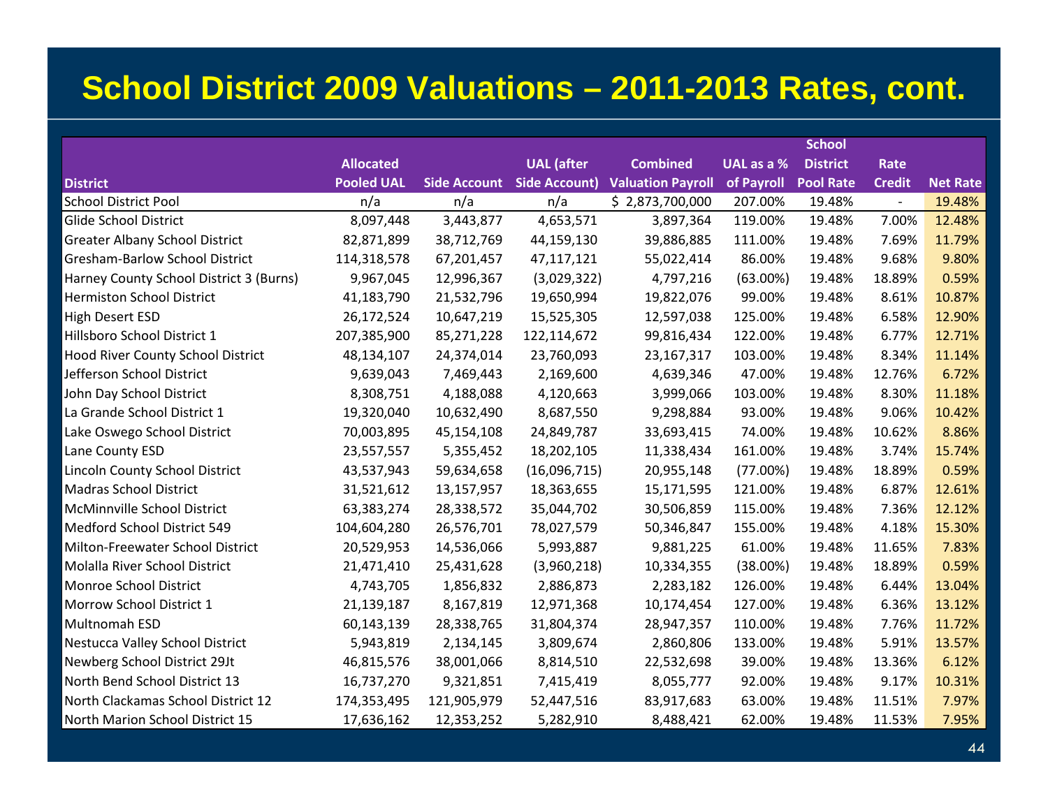# School District 2009 Valuations – 2011-2013 Rates, cont.

| District | Allocated Pooled UAL | Side Account | UAL (after Side Account) | Combined Valuation Payroll | UAL as a % of Payroll | School District Pool Rate | Rate Credit | Net Rate |
|---|---|---|---|---|---|---|---|---|
| School District Pool | n/a | n/a | n/a | $ 2,873,700,000 | 207.00% | 19.48% | - | 19.48% |
| Glide School District | 8,097,448 | 3,443,877 | 4,653,571 | 3,897,364 | 119.00% | 19.48% | 7.00% | 12.48% |
| Greater Albany School District | 82,871,899 | 38,712,769 | 44,159,130 | 39,886,885 | 111.00% | 19.48% | 7.69% | 11.79% |
| Gresham-Barlow School District | 114,318,578 | 67,201,457 | 47,117,121 | 55,022,414 | 86.00% | 19.48% | 9.68% | 9.80% |
| Harney County School District 3 (Burns) | 9,967,045 | 12,996,367 | (3,029,322) | 4,797,216 | (63.00%) | 19.48% | 18.89% | 0.59% |
| Hermiston School District | 41,183,790 | 21,532,796 | 19,650,994 | 19,822,076 | 99.00% | 19.48% | 8.61% | 10.87% |
| High Desert ESD | 26,172,524 | 10,647,219 | 15,525,305 | 12,597,038 | 125.00% | 19.48% | 6.58% | 12.90% |
| Hillsboro School District 1 | 207,385,900 | 85,271,228 | 122,114,672 | 99,816,434 | 122.00% | 19.48% | 6.77% | 12.71% |
| Hood River County School District | 48,134,107 | 24,374,014 | 23,760,093 | 23,167,317 | 103.00% | 19.48% | 8.34% | 11.14% |
| Jefferson School District | 9,639,043 | 7,469,443 | 2,169,600 | 4,639,346 | 47.00% | 19.48% | 12.76% | 6.72% |
| John Day School District | 8,308,751 | 4,188,088 | 4,120,663 | 3,999,066 | 103.00% | 19.48% | 8.30% | 11.18% |
| La Grande School District 1 | 19,320,040 | 10,632,490 | 8,687,550 | 9,298,884 | 93.00% | 19.48% | 9.06% | 10.42% |
| Lake Oswego School District | 70,003,895 | 45,154,108 | 24,849,787 | 33,693,415 | 74.00% | 19.48% | 10.62% | 8.86% |
| Lane County ESD | 23,557,557 | 5,355,452 | 18,202,105 | 11,338,434 | 161.00% | 19.48% | 3.74% | 15.74% |
| Lincoln County School District | 43,537,943 | 59,634,658 | (16,096,715) | 20,955,148 | (77.00%) | 19.48% | 18.89% | 0.59% |
| Madras School District | 31,521,612 | 13,157,957 | 18,363,655 | 15,171,595 | 121.00% | 19.48% | 6.87% | 12.61% |
| McMinnville School District | 63,383,274 | 28,338,572 | 35,044,702 | 30,506,859 | 115.00% | 19.48% | 7.36% | 12.12% |
| Medford School District 549 | 104,604,280 | 26,576,701 | 78,027,579 | 50,346,847 | 155.00% | 19.48% | 4.18% | 15.30% |
| Milton-Freewater School District | 20,529,953 | 14,536,066 | 5,993,887 | 9,881,225 | 61.00% | 19.48% | 11.65% | 7.83% |
| Molalla River School District | 21,471,410 | 25,431,628 | (3,960,218) | 10,334,355 | (38.00%) | 19.48% | 18.89% | 0.59% |
| Monroe School District | 4,743,705 | 1,856,832 | 2,886,873 | 2,283,182 | 126.00% | 19.48% | 6.44% | 13.04% |
| Morrow School District 1 | 21,139,187 | 8,167,819 | 12,971,368 | 10,174,454 | 127.00% | 19.48% | 6.36% | 13.12% |
| Multnomah ESD | 60,143,139 | 28,338,765 | 31,804,374 | 28,947,357 | 110.00% | 19.48% | 7.76% | 11.72% |
| Nestucca Valley School District | 5,943,819 | 2,134,145 | 3,809,674 | 2,860,806 | 133.00% | 19.48% | 5.91% | 13.57% |
| Newberg School District 29Jt | 46,815,576 | 38,001,066 | 8,814,510 | 22,532,698 | 39.00% | 19.48% | 13.36% | 6.12% |
| North Bend School District 13 | 16,737,270 | 9,321,851 | 7,415,419 | 8,055,777 | 92.00% | 19.48% | 9.17% | 10.31% |
| North Clackamas School District 12 | 174,353,495 | 121,905,979 | 52,447,516 | 83,917,683 | 63.00% | 19.48% | 11.51% | 7.97% |
| North Marion School District 15 | 17,636,162 | 12,353,252 | 5,282,910 | 8,488,421 | 62.00% | 19.48% | 11.53% | 7.95% |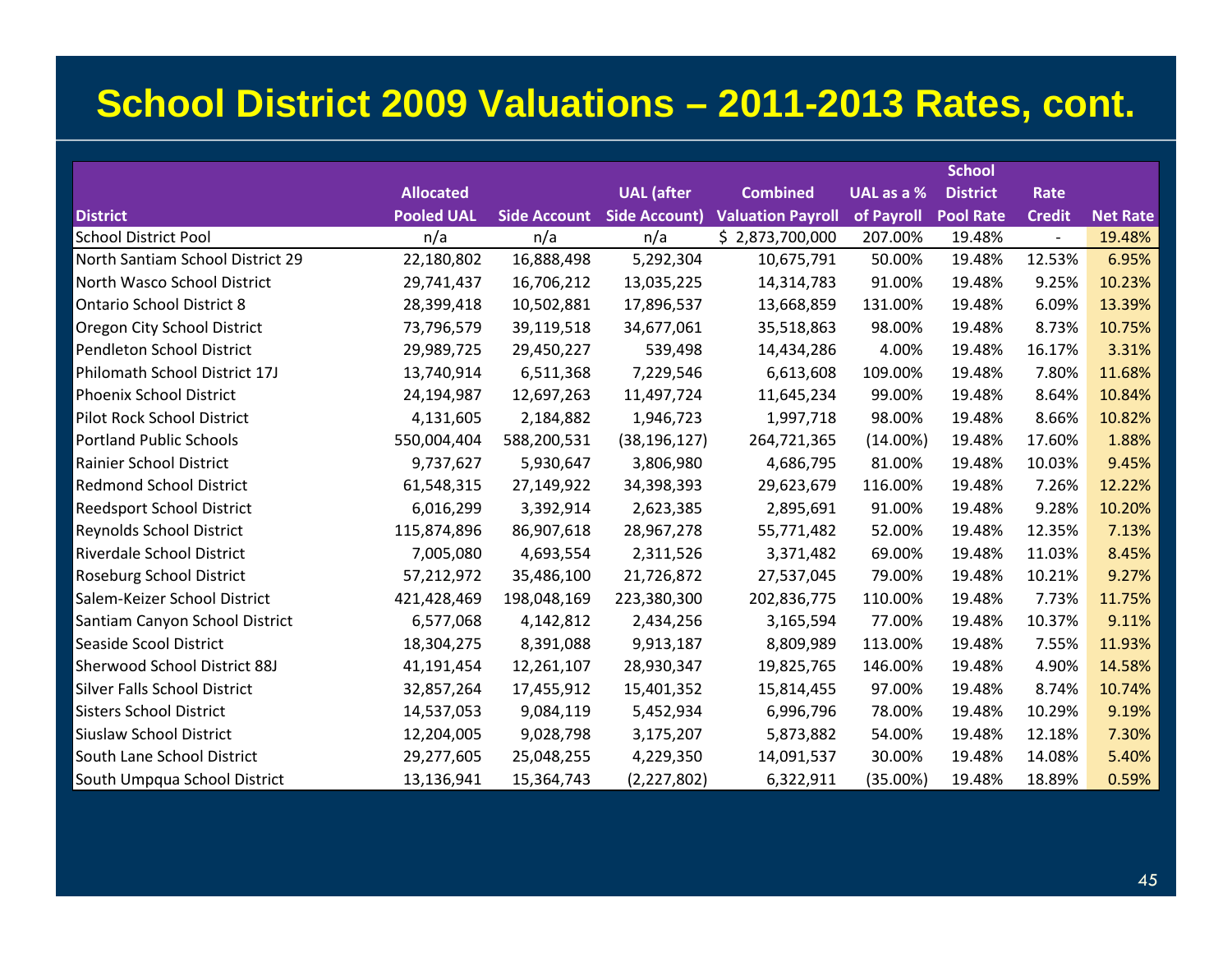# School District 2009 Valuations – 2011-2013 Rates, cont.

| District | Allocated Pooled UAL | Side Account | UAL (after Side Account) | Combined Valuation Payroll | UAL as a % of Payroll | School District Pool Rate | Rate Credit | Net Rate |
|---|---|---|---|---|---|---|---|---|
| School District Pool | n/a | n/a | n/a | $ 2,873,700,000 | 207.00% | 19.48% | - | 19.48% |
| North Santiam School District 29 | 22,180,802 | 16,888,498 | 5,292,304 | 10,675,791 | 50.00% | 19.48% | 12.53% | 6.95% |
| North Wasco School District | 29,741,437 | 16,706,212 | 13,035,225 | 14,314,783 | 91.00% | 19.48% | 9.25% | 10.23% |
| Ontario School District 8 | 28,399,418 | 10,502,881 | 17,896,537 | 13,668,859 | 131.00% | 19.48% | 6.09% | 13.39% |
| Oregon City School District | 73,796,579 | 39,119,518 | 34,677,061 | 35,518,863 | 98.00% | 19.48% | 8.73% | 10.75% |
| Pendleton School District | 29,989,725 | 29,450,227 | 539,498 | 14,434,286 | 4.00% | 19.48% | 16.17% | 3.31% |
| Philomath School District 17J | 13,740,914 | 6,511,368 | 7,229,546 | 6,613,608 | 109.00% | 19.48% | 7.80% | 11.68% |
| Phoenix School District | 24,194,987 | 12,697,263 | 11,497,724 | 11,645,234 | 99.00% | 19.48% | 8.64% | 10.84% |
| Pilot Rock School District | 4,131,605 | 2,184,882 | 1,946,723 | 1,997,718 | 98.00% | 19.48% | 8.66% | 10.82% |
| Portland Public Schools | 550,004,404 | 588,200,531 | (38,196,127) | 264,721,365 | (14.00%) | 19.48% | 17.60% | 1.88% |
| Rainier School District | 9,737,627 | 5,930,647 | 3,806,980 | 4,686,795 | 81.00% | 19.48% | 10.03% | 9.45% |
| Redmond School District | 61,548,315 | 27,149,922 | 34,398,393 | 29,623,679 | 116.00% | 19.48% | 7.26% | 12.22% |
| Reedsport School District | 6,016,299 | 3,392,914 | 2,623,385 | 2,895,691 | 91.00% | 19.48% | 9.28% | 10.20% |
| Reynolds School District | 115,874,896 | 86,907,618 | 28,967,278 | 55,771,482 | 52.00% | 19.48% | 12.35% | 7.13% |
| Riverdale School District | 7,005,080 | 4,693,554 | 2,311,526 | 3,371,482 | 69.00% | 19.48% | 11.03% | 8.45% |
| Roseburg School District | 57,212,972 | 35,486,100 | 21,726,872 | 27,537,045 | 79.00% | 19.48% | 10.21% | 9.27% |
| Salem-Keizer School District | 421,428,469 | 198,048,169 | 223,380,300 | 202,836,775 | 110.00% | 19.48% | 7.73% | 11.75% |
| Santiam Canyon School District | 6,577,068 | 4,142,812 | 2,434,256 | 3,165,594 | 77.00% | 19.48% | 10.37% | 9.11% |
| Seaside Scool District | 18,304,275 | 8,391,088 | 9,913,187 | 8,809,989 | 113.00% | 19.48% | 7.55% | 11.93% |
| Sherwood School District 88J | 41,191,454 | 12,261,107 | 28,930,347 | 19,825,765 | 146.00% | 19.48% | 4.90% | 14.58% |
| Silver Falls School District | 32,857,264 | 17,455,912 | 15,401,352 | 15,814,455 | 97.00% | 19.48% | 8.74% | 10.74% |
| Sisters School District | 14,537,053 | 9,084,119 | 5,452,934 | 6,996,796 | 78.00% | 19.48% | 10.29% | 9.19% |
| Siuslaw School District | 12,204,005 | 9,028,798 | 3,175,207 | 5,873,882 | 54.00% | 19.48% | 12.18% | 7.30% |
| South Lane School District | 29,277,605 | 25,048,255 | 4,229,350 | 14,091,537 | 30.00% | 19.48% | 14.08% | 5.40% |
| South Umpqua School District | 13,136,941 | 15,364,743 | (2,227,802) | 6,322,911 | (35.00%) | 19.48% | 18.89% | 0.59% |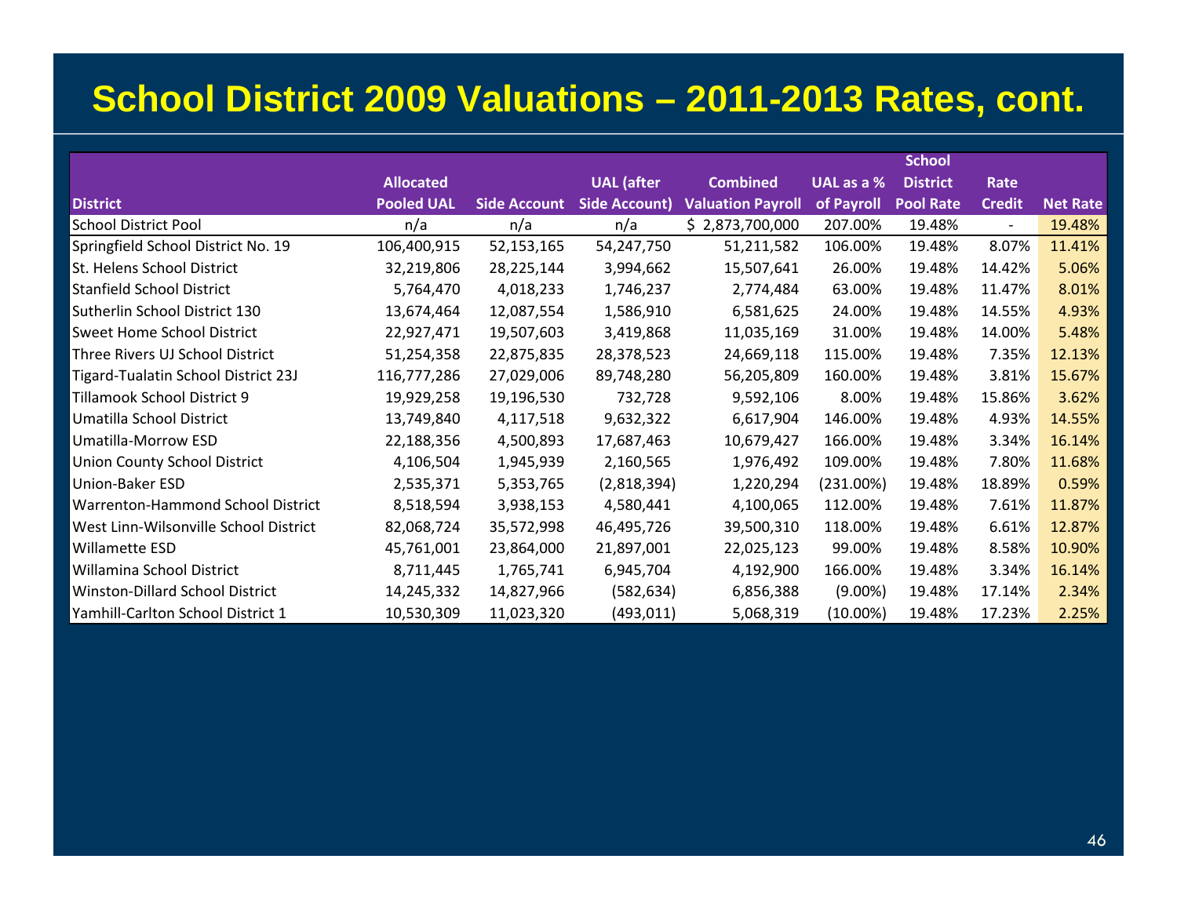# School District 2009 Valuations – 2011-2013 Rates, cont.

| District | Allocated Pooled UAL | Side Account | UAL (after Side Account) | Combined Valuation Payroll | UAL as a % of Payroll | School District Pool Rate | Rate Credit | Net Rate |
|---|---|---|---|---|---|---|---|---|
| School District Pool | n/a | n/a | n/a | $ 2,873,700,000 | 207.00% | 19.48% | - | 19.48% |
| Springfield School District No. 19 | 106,400,915 | 52,153,165 | 54,247,750 | 51,211,582 | 106.00% | 19.48% | 8.07% | 11.41% |
| St. Helens School District | 32,219,806 | 28,225,144 | 3,994,662 | 15,507,641 | 26.00% | 19.48% | 14.42% | 5.06% |
| Stanfield School District | 5,764,470 | 4,018,233 | 1,746,237 | 2,774,484 | 63.00% | 19.48% | 11.47% | 8.01% |
| Sutherlin School District 130 | 13,674,464 | 12,087,554 | 1,586,910 | 6,581,625 | 24.00% | 19.48% | 14.55% | 4.93% |
| Sweet Home School District | 22,927,471 | 19,507,603 | 3,419,868 | 11,035,169 | 31.00% | 19.48% | 14.00% | 5.48% |
| Three Rivers UJ School District | 51,254,358 | 22,875,835 | 28,378,523 | 24,669,118 | 115.00% | 19.48% | 7.35% | 12.13% |
| Tigard-Tualatin School District 23J | 116,777,286 | 27,029,006 | 89,748,280 | 56,205,809 | 160.00% | 19.48% | 3.81% | 15.67% |
| Tillamook School District 9 | 19,929,258 | 19,196,530 | 732,728 | 9,592,106 | 8.00% | 19.48% | 15.86% | 3.62% |
| Umatilla School District | 13,749,840 | 4,117,518 | 9,632,322 | 6,617,904 | 146.00% | 19.48% | 4.93% | 14.55% |
| Umatilla-Morrow ESD | 22,188,356 | 4,500,893 | 17,687,463 | 10,679,427 | 166.00% | 19.48% | 3.34% | 16.14% |
| Union County School District | 4,106,504 | 1,945,939 | 2,160,565 | 1,976,492 | 109.00% | 19.48% | 7.80% | 11.68% |
| Union-Baker ESD | 2,535,371 | 5,353,765 | (2,818,394) | 1,220,294 | (231.00%) | 19.48% | 18.89% | 0.59% |
| Warrenton-Hammond School District | 8,518,594 | 3,938,153 | 4,580,441 | 4,100,065 | 112.00% | 19.48% | 7.61% | 11.87% |
| West Linn-Wilsonville School District | 82,068,724 | 35,572,998 | 46,495,726 | 39,500,310 | 118.00% | 19.48% | 6.61% | 12.87% |
| Willamette ESD | 45,761,001 | 23,864,000 | 21,897,001 | 22,025,123 | 99.00% | 19.48% | 8.58% | 10.90% |
| Willamina School District | 8,711,445 | 1,765,741 | 6,945,704 | 4,192,900 | 166.00% | 19.48% | 3.34% | 16.14% |
| Winston-Dillard School District | 14,245,332 | 14,827,966 | (582,634) | 6,856,388 | (9.00%) | 19.48% | 17.14% | 2.34% |
| Yamhill-Carlton School District 1 | 10,530,309 | 11,023,320 | (493,011) | 5,068,319 | (10.00%) | 19.48% | 17.23% | 2.25% |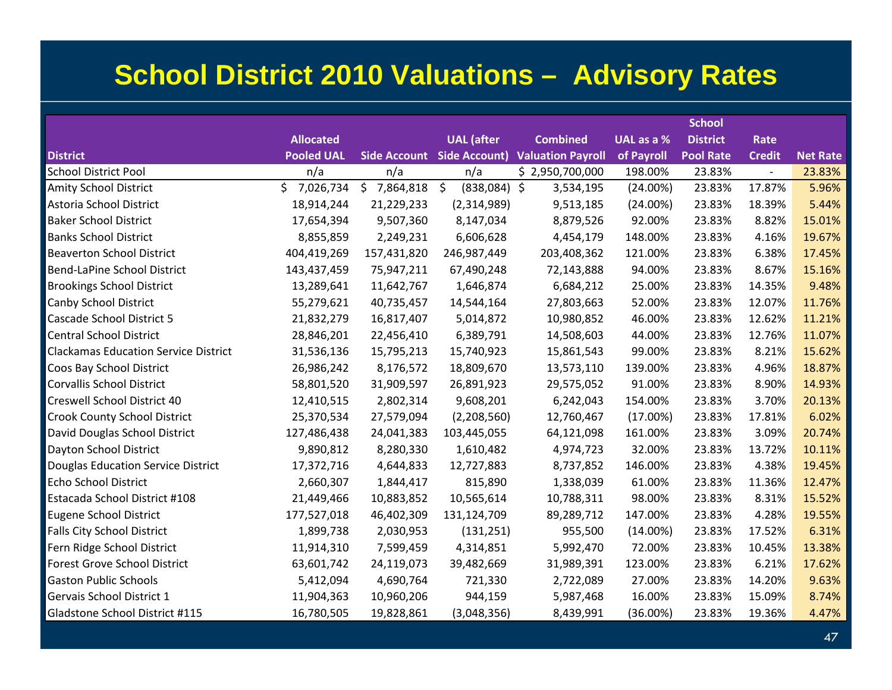# School District 2010 Valuations – Advisory Rates

| District | Allocated Pooled UAL | Side Account | UAL (after Side Account) | Combined Valuation Payroll | UAL as a % of Payroll | School District Pool Rate | Rate Credit | Net Rate |
|---|---|---|---|---|---|---|---|---|
| School District Pool | n/a | n/a | n/a | $ 2,950,700,000 | 198.00% | 23.83% | - | 23.83% |
| Amity School District | $ 7,026,734 | $ 7,864,818 | $ (838,084) | $ 3,534,195 | (24.00%) | 23.83% | 17.87% | 5.96% |
| Astoria School District | 18,914,244 | 21,229,233 | (2,314,989) | 9,513,185 | (24.00%) | 23.83% | 18.39% | 5.44% |
| Baker School District | 17,654,394 | 9,507,360 | 8,147,034 | 8,879,526 | 92.00% | 23.83% | 8.82% | 15.01% |
| Banks School District | 8,855,859 | 2,249,231 | 6,606,628 | 4,454,179 | 148.00% | 23.83% | 4.16% | 19.67% |
| Beaverton School District | 404,419,269 | 157,431,820 | 246,987,449 | 203,408,362 | 121.00% | 23.83% | 6.38% | 17.45% |
| Bend-LaPine School District | 143,437,459 | 75,947,211 | 67,490,248 | 72,143,888 | 94.00% | 23.83% | 8.67% | 15.16% |
| Brookings School District | 13,289,641 | 11,642,767 | 1,646,874 | 6,684,212 | 25.00% | 23.83% | 14.35% | 9.48% |
| Canby School District | 55,279,621 | 40,735,457 | 14,544,164 | 27,803,663 | 52.00% | 23.83% | 12.07% | 11.76% |
| Cascade School District 5 | 21,832,279 | 16,817,407 | 5,014,872 | 10,980,852 | 46.00% | 23.83% | 12.62% | 11.21% |
| Central School District | 28,846,201 | 22,456,410 | 6,389,791 | 14,508,603 | 44.00% | 23.83% | 12.76% | 11.07% |
| Clackamas Education Service District | 31,536,136 | 15,795,213 | 15,740,923 | 15,861,543 | 99.00% | 23.83% | 8.21% | 15.62% |
| Coos Bay School District | 26,986,242 | 8,176,572 | 18,809,670 | 13,573,110 | 139.00% | 23.83% | 4.96% | 18.87% |
| Corvallis School District | 58,801,520 | 31,909,597 | 26,891,923 | 29,575,052 | 91.00% | 23.83% | 8.90% | 14.93% |
| Creswell School District 40 | 12,410,515 | 2,802,314 | 9,608,201 | 6,242,043 | 154.00% | 23.83% | 3.70% | 20.13% |
| Crook County School District | 25,370,534 | 27,579,094 | (2,208,560) | 12,760,467 | (17.00%) | 23.83% | 17.81% | 6.02% |
| David Douglas School District | 127,486,438 | 24,041,383 | 103,445,055 | 64,121,098 | 161.00% | 23.83% | 3.09% | 20.74% |
| Dayton School District | 9,890,812 | 8,280,330 | 1,610,482 | 4,974,723 | 32.00% | 23.83% | 13.72% | 10.11% |
| Douglas Education Service District | 17,372,716 | 4,644,833 | 12,727,883 | 8,737,852 | 146.00% | 23.83% | 4.38% | 19.45% |
| Echo School District | 2,660,307 | 1,844,417 | 815,890 | 1,338,039 | 61.00% | 23.83% | 11.36% | 12.47% |
| Estacada School District #108 | 21,449,466 | 10,883,852 | 10,565,614 | 10,788,311 | 98.00% | 23.83% | 8.31% | 15.52% |
| Eugene School District | 177,527,018 | 46,402,309 | 131,124,709 | 89,289,712 | 147.00% | 23.83% | 4.28% | 19.55% |
| Falls City School District | 1,899,738 | 2,030,953 | (131,251) | 955,500 | (14.00%) | 23.83% | 17.52% | 6.31% |
| Fern Ridge School District | 11,914,310 | 7,599,459 | 4,314,851 | 5,992,470 | 72.00% | 23.83% | 10.45% | 13.38% |
| Forest Grove School District | 63,601,742 | 24,119,073 | 39,482,669 | 31,989,391 | 123.00% | 23.83% | 6.21% | 17.62% |
| Gaston Public Schools | 5,412,094 | 4,690,764 | 721,330 | 2,722,089 | 27.00% | 23.83% | 14.20% | 9.63% |
| Gervais School District 1 | 11,904,363 | 10,960,206 | 944,159 | 5,987,468 | 16.00% | 23.83% | 15.09% | 8.74% |
| Gladstone School District #115 | 16,780,505 | 19,828,861 | (3,048,356) | 8,439,991 | (36.00%) | 23.83% | 19.36% | 4.47% |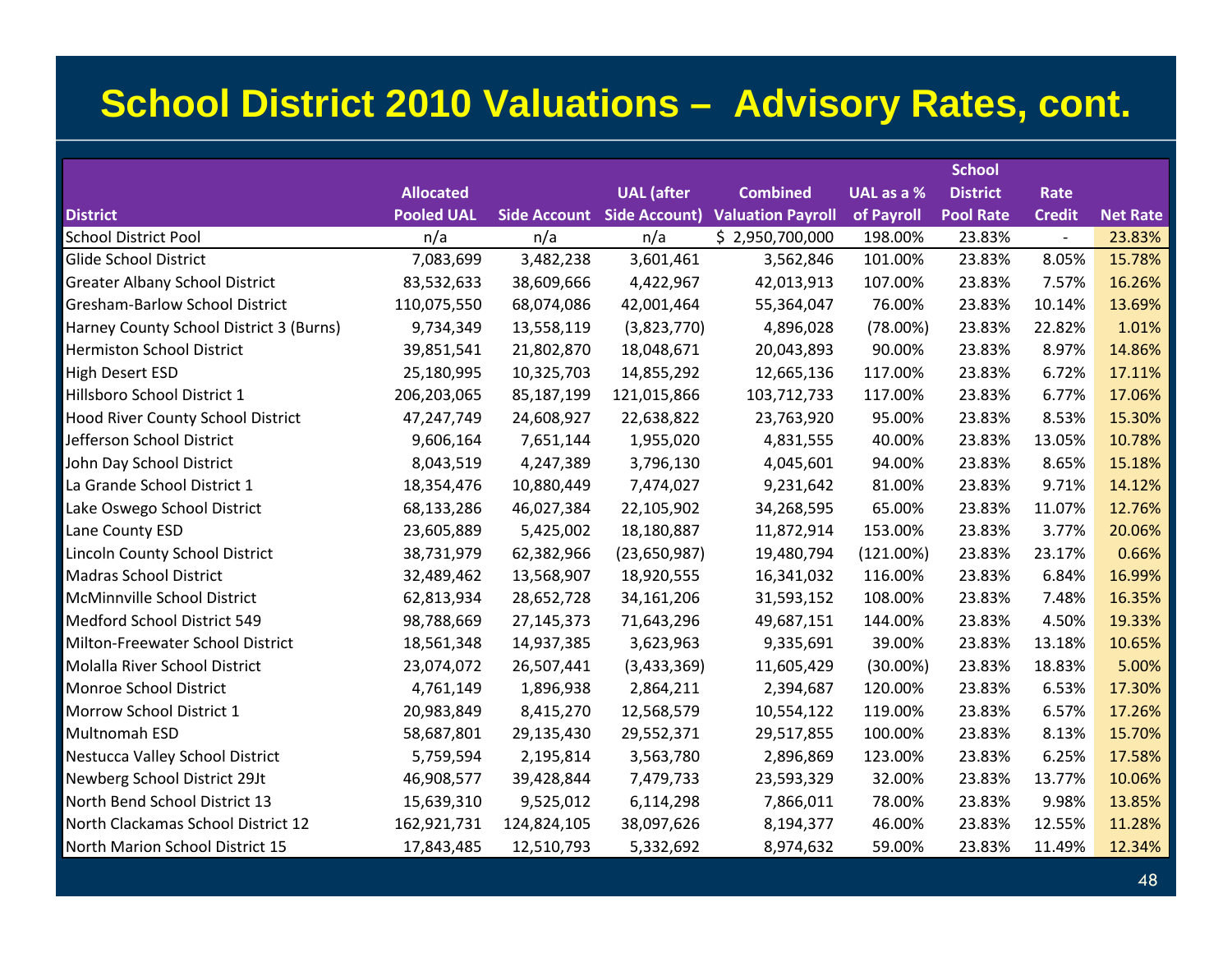# School District 2010 Valuations – Advisory Rates, cont.

| District | Allocated Pooled UAL | Side Account | UAL (after Side Account) | Combined Valuation Payroll | UAL as a % of Payroll | School District Pool Rate | Rate Credit | Net Rate |
|---|---|---|---|---|---|---|---|---|
| School District Pool | n/a | n/a | n/a | $ 2,950,700,000 | 198.00% | 23.83% | - | 23.83% |
| Glide School District | 7,083,699 | 3,482,238 | 3,601,461 | 3,562,846 | 101.00% | 23.83% | 8.05% | 15.78% |
| Greater Albany School District | 83,532,633 | 38,609,666 | 4,422,967 | 42,013,913 | 107.00% | 23.83% | 7.57% | 16.26% |
| Gresham-Barlow School District | 110,075,550 | 68,074,086 | 42,001,464 | 55,364,047 | 76.00% | 23.83% | 10.14% | 13.69% |
| Harney County School District 3 (Burns) | 9,734,349 | 13,558,119 | (3,823,770) | 4,896,028 | (78.00%) | 23.83% | 22.82% | 1.01% |
| Hermiston School District | 39,851,541 | 21,802,870 | 18,048,671 | 20,043,893 | 90.00% | 23.83% | 8.97% | 14.86% |
| High Desert ESD | 25,180,995 | 10,325,703 | 14,855,292 | 12,665,136 | 117.00% | 23.83% | 6.72% | 17.11% |
| Hillsboro School District 1 | 206,203,065 | 85,187,199 | 121,015,866 | 103,712,733 | 117.00% | 23.83% | 6.77% | 17.06% |
| Hood River County School District | 47,247,749 | 24,608,927 | 22,638,822 | 23,763,920 | 95.00% | 23.83% | 8.53% | 15.30% |
| Jefferson School District | 9,606,164 | 7,651,144 | 1,955,020 | 4,831,555 | 40.00% | 23.83% | 13.05% | 10.78% |
| John Day School District | 8,043,519 | 4,247,389 | 3,796,130 | 4,045,601 | 94.00% | 23.83% | 8.65% | 15.18% |
| La Grande School District 1 | 18,354,476 | 10,880,449 | 7,474,027 | 9,231,642 | 81.00% | 23.83% | 9.71% | 14.12% |
| Lake Oswego School District | 68,133,286 | 46,027,384 | 22,105,902 | 34,268,595 | 65.00% | 23.83% | 11.07% | 12.76% |
| Lane County ESD | 23,605,889 | 5,425,002 | 18,180,887 | 11,872,914 | 153.00% | 23.83% | 3.77% | 20.06% |
| Lincoln County School District | 38,731,979 | 62,382,966 | (23,650,987) | 19,480,794 | (121.00%) | 23.83% | 23.17% | 0.66% |
| Madras School District | 32,489,462 | 13,568,907 | 18,920,555 | 16,341,032 | 116.00% | 23.83% | 6.84% | 16.99% |
| McMinnville School District | 62,813,934 | 28,652,728 | 34,161,206 | 31,593,152 | 108.00% | 23.83% | 7.48% | 16.35% |
| Medford School District 549 | 98,788,669 | 27,145,373 | 71,643,296 | 49,687,151 | 144.00% | 23.83% | 4.50% | 19.33% |
| Milton-Freewater School District | 18,561,348 | 14,937,385 | 3,623,963 | 9,335,691 | 39.00% | 23.83% | 13.18% | 10.65% |
| Molalla River School District | 23,074,072 | 26,507,441 | (3,433,369) | 11,605,429 | (30.00%) | 23.83% | 18.83% | 5.00% |
| Monroe School District | 4,761,149 | 1,896,938 | 2,864,211 | 2,394,687 | 120.00% | 23.83% | 6.53% | 17.30% |
| Morrow School District 1 | 20,983,849 | 8,415,270 | 12,568,579 | 10,554,122 | 119.00% | 23.83% | 6.57% | 17.26% |
| Multnomah ESD | 58,687,801 | 29,135,430 | 29,552,371 | 29,517,855 | 100.00% | 23.83% | 8.13% | 15.70% |
| Nestucca Valley School District | 5,759,594 | 2,195,814 | 3,563,780 | 2,896,869 | 123.00% | 23.83% | 6.25% | 17.58% |
| Newberg School District 29Jt | 46,908,577 | 39,428,844 | 7,479,733 | 23,593,329 | 32.00% | 23.83% | 13.77% | 10.06% |
| North Bend School District 13 | 15,639,310 | 9,525,012 | 6,114,298 | 7,866,011 | 78.00% | 23.83% | 9.98% | 13.85% |
| North Clackamas School District 12 | 162,921,731 | 124,824,105 | 38,097,626 | 8,194,377 | 46.00% | 23.83% | 12.55% | 11.28% |
| North Marion School District 15 | 17,843,485 | 12,510,793 | 5,332,692 | 8,974,632 | 59.00% | 23.83% | 11.49% | 12.34% |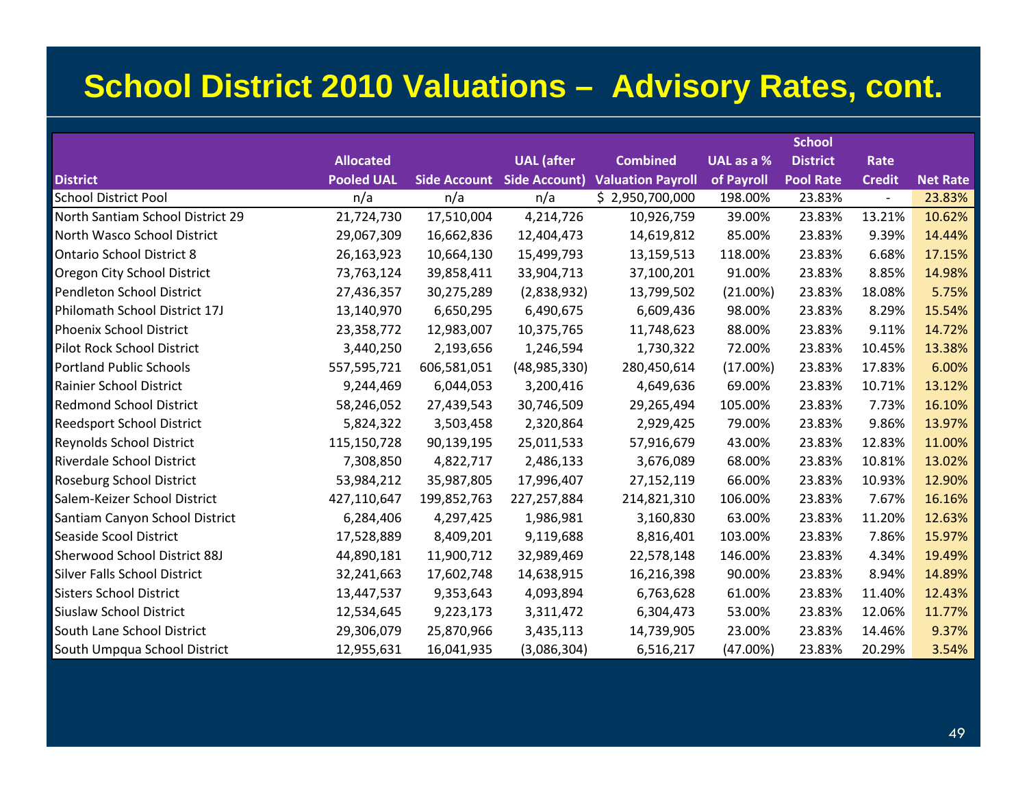# School District 2010 Valuations – Advisory Rates, cont.

| District | Allocated Pooled UAL | Side Account | UAL (after Side Account) | Combined Valuation Payroll | UAL as a % of Payroll | School District Pool Rate | Rate Credit | Net Rate |
|---|---|---|---|---|---|---|---|---|
| School District Pool | n/a | n/a | n/a | $ 2,950,700,000 | 198.00% | 23.83% | - | 23.83% |
| North Santiam School District 29 | 21,724,730 | 17,510,004 | 4,214,726 | 10,926,759 | 39.00% | 23.83% | 13.21% | 10.62% |
| North Wasco School District | 29,067,309 | 16,662,836 | 12,404,473 | 14,619,812 | 85.00% | 23.83% | 9.39% | 14.44% |
| Ontario School District 8 | 26,163,923 | 10,664,130 | 15,499,793 | 13,159,513 | 118.00% | 23.83% | 6.68% | 17.15% |
| Oregon City School District | 73,763,124 | 39,858,411 | 33,904,713 | 37,100,201 | 91.00% | 23.83% | 8.85% | 14.98% |
| Pendleton School District | 27,436,357 | 30,275,289 | (2,838,932) | 13,799,502 | (21.00%) | 23.83% | 18.08% | 5.75% |
| Philomath School District 17J | 13,140,970 | 6,650,295 | 6,490,675 | 6,609,436 | 98.00% | 23.83% | 8.29% | 15.54% |
| Phoenix School District | 23,358,772 | 12,983,007 | 10,375,765 | 11,748,623 | 88.00% | 23.83% | 9.11% | 14.72% |
| Pilot Rock School District | 3,440,250 | 2,193,656 | 1,246,594 | 1,730,322 | 72.00% | 23.83% | 10.45% | 13.38% |
| Portland Public Schools | 557,595,721 | 606,581,051 | (48,985,330) | 280,450,614 | (17.00%) | 23.83% | 17.83% | 6.00% |
| Rainier School District | 9,244,469 | 6,044,053 | 3,200,416 | 4,649,636 | 69.00% | 23.83% | 10.71% | 13.12% |
| Redmond School District | 58,246,052 | 27,439,543 | 30,746,509 | 29,265,494 | 105.00% | 23.83% | 7.73% | 16.10% |
| Reedsport School District | 5,824,322 | 3,503,458 | 2,320,864 | 2,929,425 | 79.00% | 23.83% | 9.86% | 13.97% |
| Reynolds School District | 115,150,728 | 90,139,195 | 25,011,533 | 57,916,679 | 43.00% | 23.83% | 12.83% | 11.00% |
| Riverdale School District | 7,308,850 | 4,822,717 | 2,486,133 | 3,676,089 | 68.00% | 23.83% | 10.81% | 13.02% |
| Roseburg School District | 53,984,212 | 35,987,805 | 17,996,407 | 27,152,119 | 66.00% | 23.83% | 10.93% | 12.90% |
| Salem-Keizer School District | 427,110,647 | 199,852,763 | 227,257,884 | 214,821,310 | 106.00% | 23.83% | 7.67% | 16.16% |
| Santiam Canyon School District | 6,284,406 | 4,297,425 | 1,986,981 | 3,160,830 | 63.00% | 23.83% | 11.20% | 12.63% |
| Seaside Scool District | 17,528,889 | 8,409,201 | 9,119,688 | 8,816,401 | 103.00% | 23.83% | 7.86% | 15.97% |
| Sherwood School District 88J | 44,890,181 | 11,900,712 | 32,989,469 | 22,578,148 | 146.00% | 23.83% | 4.34% | 19.49% |
| Silver Falls School District | 32,241,663 | 17,602,748 | 14,638,915 | 16,216,398 | 90.00% | 23.83% | 8.94% | 14.89% |
| Sisters School District | 13,447,537 | 9,353,643 | 4,093,894 | 6,763,628 | 61.00% | 23.83% | 11.40% | 12.43% |
| Siuslaw School District | 12,534,645 | 9,223,173 | 3,311,472 | 6,304,473 | 53.00% | 23.83% | 12.06% | 11.77% |
| South Lane School District | 29,306,079 | 25,870,966 | 3,435,113 | 14,739,905 | 23.00% | 23.83% | 14.46% | 9.37% |
| South Umpqua School District | 12,955,631 | 16,041,935 | (3,086,304) | 6,516,217 | (47.00%) | 23.83% | 20.29% | 3.54% |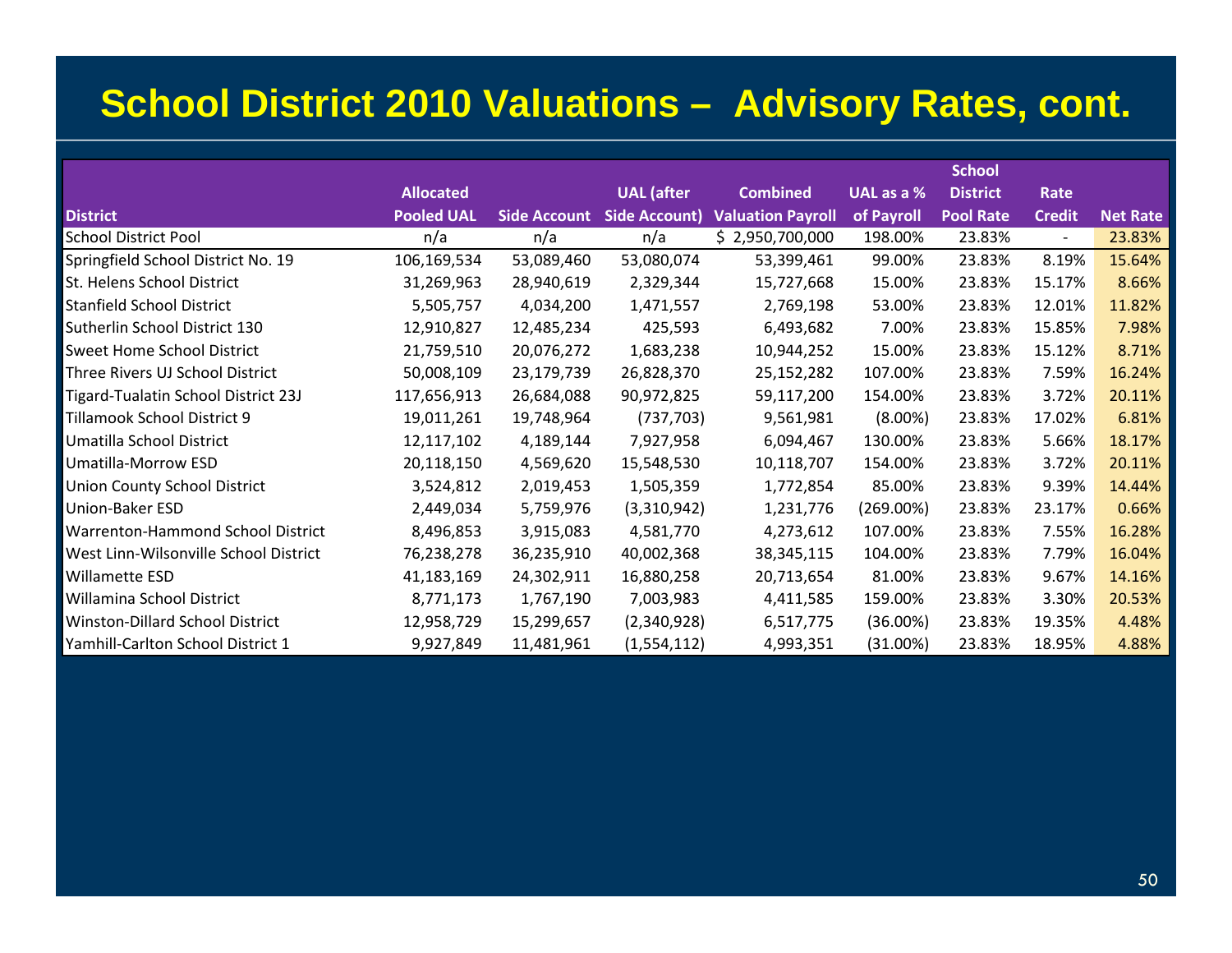# School District 2010 Valuations – Advisory Rates, cont.

| District | Allocated Pooled UAL | Side Account | UAL (after Side Account) | Combined Valuation Payroll | UAL as a % of Payroll | School District Pool Rate | Rate Credit | Net Rate |
|---|---|---|---|---|---|---|---|---|
| School District Pool | n/a | n/a | n/a | $ 2,950,700,000 | 198.00% | 23.83% | - | 23.83% |
| Springfield School District No. 19 | 106,169,534 | 53,089,460 | 53,080,074 | 53,399,461 | 99.00% | 23.83% | 8.19% | 15.64% |
| St. Helens School District | 31,269,963 | 28,940,619 | 2,329,344 | 15,727,668 | 15.00% | 23.83% | 15.17% | 8.66% |
| Stanfield School District | 5,505,757 | 4,034,200 | 1,471,557 | 2,769,198 | 53.00% | 23.83% | 12.01% | 11.82% |
| Sutherlin School District 130 | 12,910,827 | 12,485,234 | 425,593 | 6,493,682 | 7.00% | 23.83% | 15.85% | 7.98% |
| Sweet Home School District | 21,759,510 | 20,076,272 | 1,683,238 | 10,944,252 | 15.00% | 23.83% | 15.12% | 8.71% |
| Three Rivers UJ School District | 50,008,109 | 23,179,739 | 26,828,370 | 25,152,282 | 107.00% | 23.83% | 7.59% | 16.24% |
| Tigard-Tualatin School District 23J | 117,656,913 | 26,684,088 | 90,972,825 | 59,117,200 | 154.00% | 23.83% | 3.72% | 20.11% |
| Tillamook School District 9 | 19,011,261 | 19,748,964 | (737,703) | 9,561,981 | (8.00%) | 23.83% | 17.02% | 6.81% |
| Umatilla School District | 12,117,102 | 4,189,144 | 7,927,958 | 6,094,467 | 130.00% | 23.83% | 5.66% | 18.17% |
| Umatilla-Morrow ESD | 20,118,150 | 4,569,620 | 15,548,530 | 10,118,707 | 154.00% | 23.83% | 3.72% | 20.11% |
| Union County School District | 3,524,812 | 2,019,453 | 1,505,359 | 1,772,854 | 85.00% | 23.83% | 9.39% | 14.44% |
| Union-Baker ESD | 2,449,034 | 5,759,976 | (3,310,942) | 1,231,776 | (269.00%) | 23.83% | 23.17% | 0.66% |
| Warrenton-Hammond School District | 8,496,853 | 3,915,083 | 4,581,770 | 4,273,612 | 107.00% | 23.83% | 7.55% | 16.28% |
| West Linn-Wilsonville School District | 76,238,278 | 36,235,910 | 40,002,368 | 38,345,115 | 104.00% | 23.83% | 7.79% | 16.04% |
| Willamette ESD | 41,183,169 | 24,302,911 | 16,880,258 | 20,713,654 | 81.00% | 23.83% | 9.67% | 14.16% |
| Willamina School District | 8,771,173 | 1,767,190 | 7,003,983 | 4,411,585 | 159.00% | 23.83% | 3.30% | 20.53% |
| Winston-Dillard School District | 12,958,729 | 15,299,657 | (2,340,928) | 6,517,775 | (36.00%) | 23.83% | 19.35% | 4.48% |
| Yamhill-Carlton School District 1 | 9,927,849 | 11,481,961 | (1,554,112) | 4,993,351 | (31.00%) | 23.83% | 18.95% | 4.88% |